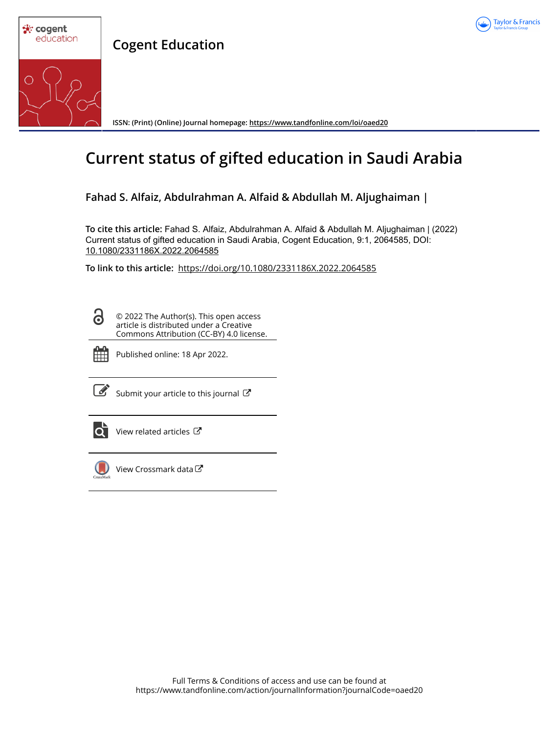# Cogent Education

ISSN: (Print) (Online) Journal homepage: https://www.tandfonline.com/loi/oaed20

# Current status of gifted education in Saudi Arabia

**Fahad S. Alfaiz, Abdulrahman A. Alfaid & Abdullah M. Aljughaiman |**

**To cite this article:** Fahad S. Alfaiz, Abdulrahman A. Alfaid & Abdullah M. Aljughaiman | (2022) Current status of gifted education in Saudi Arabia, Cogent Education, 9:1, 2064585, DOI: 10.1080/2331186X.2022.2064585

**To link to this article:** https://doi.org/10.1080/2331186X.2022.2064585

© 2022 The Author(s). This open access article is distributed under a Creative Commons Attribution (CC-BY) 4.0 license.

Published online: 18 Apr 2022.

Submit your article to this journal

View related articles

View Crossmark data

Full Terms & Conditions of access and use can be found at https://www.tandfonline.com/action/journalInformation?journalCode=oaed20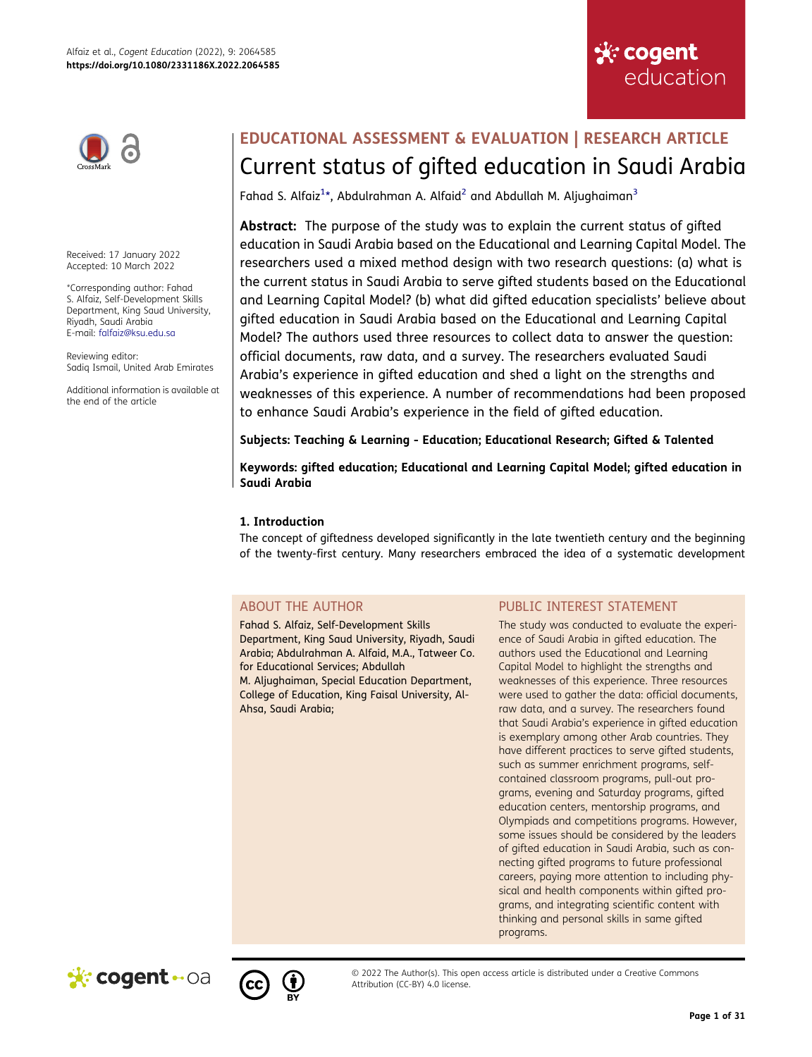# Current status of gifted education in Saudi Arabia

Fahad S. Alfaiz[1]*, Abdulrahman A. Alfaid[2] and Abdullah M. Aljughaiman[3]

EDUCATIONAL ASSESSMENT & EVALUATION | RESEARCH ARTICLE

Received: 17 January 2022
Accepted: 10 March 2022

*Corresponding author: Fahad S. Alfaiz, Self-Development Skills Department, King Saud University, Riyadh, Saudi Arabia
E-mail: falfaiz@ksu.edu.sa

Reviewing editor:
Sadiq Ismail, United Arab Emirates

Additional information is available at the end of the article

**Abstract:** The purpose of the study was to explain the current status of gifted education in Saudi Arabia based on the Educational and Learning Capital Model. The researchers used a mixed method design with two research questions: (a) what is the current status in Saudi Arabia to serve gifted students based on the Educational and Learning Capital Model? (b) what did gifted education specialists' believe about gifted education in Saudi Arabia based on the Educational and Learning Capital Model? The authors used three resources to collect data to answer the question: official documents, raw data, and a survey. The researchers evaluated Saudi Arabia's experience in gifted education and shed a light on the strengths and weaknesses of this experience. A number of recommendations had been proposed to enhance Saudi Arabia's experience in the field of gifted education.

**Subjects: Teaching & Learning - Education; Educational Research; Gifted & Talented**

**Keywords: gifted education; Educational and Learning Capital Model; gifted education in Saudi Arabia**

## 1. Introduction

The concept of giftedness developed significantly in the late twentieth century and the beginning of the twenty-first century. Many researchers embraced the idea of a systematic development

## ABOUT THE AUTHOR

Fahad S. Alfaiz, Self-Development Skills Department, King Saud University, Riyadh, Saudi Arabia; Abdulrahman A. Alfaid, M.A., Tatweer Co. for Educational Services; Abdullah M. Aljughaiman, Special Education Department, College of Education, King Faisal University, Al-Ahsa, Saudi Arabia;

## PUBLIC INTEREST STATEMENT

The study was conducted to evaluate the experience of Saudi Arabia in gifted education. The authors used the Educational and Learning Capital Model to highlight the strengths and weaknesses of this experience. Three resources were used to gather the data: official documents, raw data, and a survey. The researchers found that Saudi Arabia's experience in gifted education is exemplary among other Arab countries. They have different practices to serve gifted students, such as summer enrichment programs, self-contained classroom programs, pull-out programs, evening and Saturday programs, gifted education centers, mentorship programs, and Olympiads and competitions programs. However, some issues should be considered by the leaders of gifted education in Saudi Arabia, such as connecting gifted programs to future professional careers, paying more attention to including physical and health components within gifted programs, and integrating scientific content with thinking and personal skills in same gifted programs.

© 2022 The Author(s). This open access article is distributed under a Creative Commons Attribution (CC-BY) 4.0 license.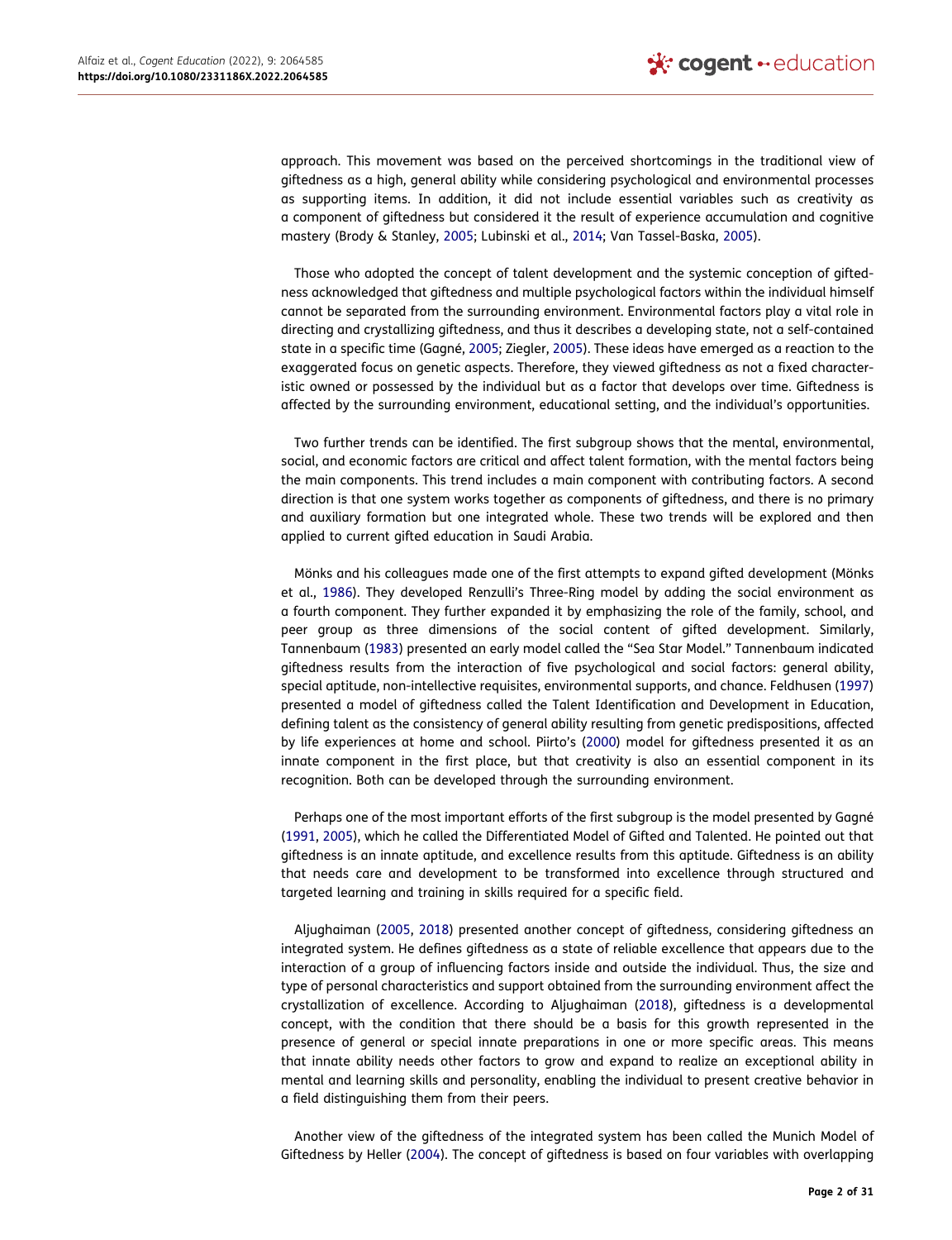approach. This movement was based on the perceived shortcomings in the traditional view of giftedness as a high, general ability while considering psychological and environmental processes as supporting items. In addition, it did not include essential variables such as creativity as a component of giftedness but considered it the result of experience accumulation and cognitive mastery (Brody & Stanley, 2005; Lubinski et al., 2014; Van Tassel-Baska, 2005).

Those who adopted the concept of talent development and the systemic conception of giftedness acknowledged that giftedness and multiple psychological factors within the individual himself cannot be separated from the surrounding environment. Environmental factors play a vital role in directing and crystallizing giftedness, and thus it describes a developing state, not a self-contained state in a specific time (Gagné, 2005; Ziegler, 2005). These ideas have emerged as a reaction to the exaggerated focus on genetic aspects. Therefore, they viewed giftedness as not a fixed characteristic owned or possessed by the individual but as a factor that develops over time. Giftedness is affected by the surrounding environment, educational setting, and the individual's opportunities.

Two further trends can be identified. The first subgroup shows that the mental, environmental, social, and economic factors are critical and affect talent formation, with the mental factors being the main components. This trend includes a main component with contributing factors. A second direction is that one system works together as components of giftedness, and there is no primary and auxiliary formation but one integrated whole. These two trends will be explored and then applied to current gifted education in Saudi Arabia.

Mönks and his colleagues made one of the first attempts to expand gifted development (Mönks et al., 1986). They developed Renzulli's Three-Ring model by adding the social environment as a fourth component. They further expanded it by emphasizing the role of the family, school, and peer group as three dimensions of the social content of gifted development. Similarly, Tannenbaum (1983) presented an early model called the "Sea Star Model." Tannenbaum indicated giftedness results from the interaction of five psychological and social factors: general ability, special aptitude, non-intellective requisites, environmental supports, and chance. Feldhusen (1997) presented a model of giftedness called the Talent Identification and Development in Education, defining talent as the consistency of general ability resulting from genetic predispositions, affected by life experiences at home and school. Piirto's (2000) model for giftedness presented it as an innate component in the first place, but that creativity is also an essential component in its recognition. Both can be developed through the surrounding environment.

Perhaps one of the most important efforts of the first subgroup is the model presented by Gagné (1991, 2005), which he called the Differentiated Model of Gifted and Talented. He pointed out that giftedness is an innate aptitude, and excellence results from this aptitude. Giftedness is an ability that needs care and development to be transformed into excellence through structured and targeted learning and training in skills required for a specific field.

Aljughaiman (2005, 2018) presented another concept of giftedness, considering giftedness an integrated system. He defines giftedness as a state of reliable excellence that appears due to the interaction of a group of influencing factors inside and outside the individual. Thus, the size and type of personal characteristics and support obtained from the surrounding environment affect the crystallization of excellence. According to Aljughaiman (2018), giftedness is a developmental concept, with the condition that there should be a basis for this growth represented in the presence of general or special innate preparations in one or more specific areas. This means that innate ability needs other factors to grow and expand to realize an exceptional ability in mental and learning skills and personality, enabling the individual to present creative behavior in a field distinguishing them from their peers.

Another view of the giftedness of the integrated system has been called the Munich Model of Giftedness by Heller (2004). The concept of giftedness is based on four variables with overlapping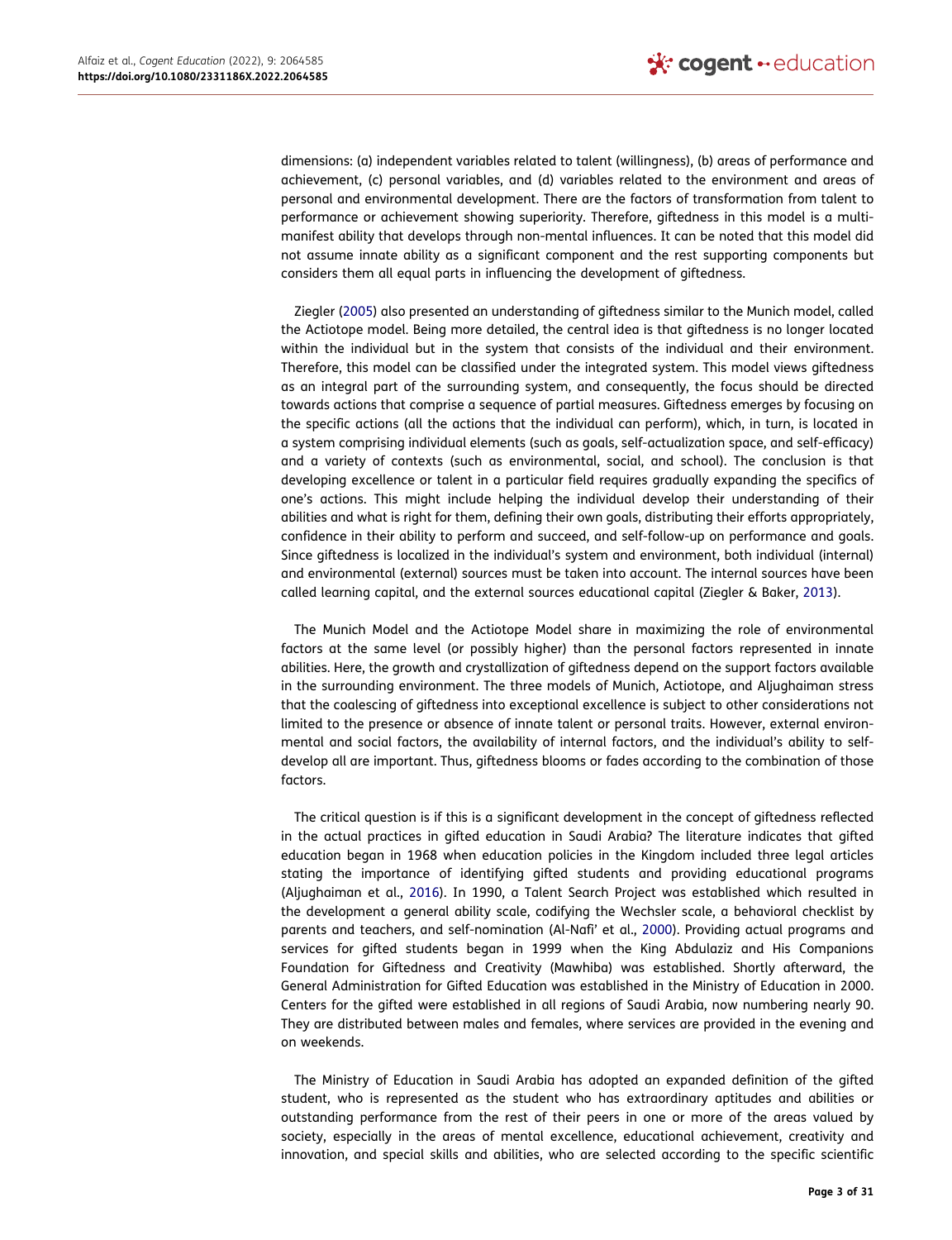dimensions: (a) independent variables related to talent (willingness), (b) areas of performance and achievement, (c) personal variables, and (d) variables related to the environment and areas of personal and environmental development. There are the factors of transformation from talent to performance or achievement showing superiority. Therefore, giftedness in this model is a multi-manifest ability that develops through non-mental influences. It can be noted that this model did not assume innate ability as a significant component and the rest supporting components but considers them all equal parts in influencing the development of giftedness.

Ziegler (2005) also presented an understanding of giftedness similar to the Munich model, called the Actiotope model. Being more detailed, the central idea is that giftedness is no longer located within the individual but in the system that consists of the individual and their environment. Therefore, this model can be classified under the integrated system. This model views giftedness as an integral part of the surrounding system, and consequently, the focus should be directed towards actions that comprise a sequence of partial measures. Giftedness emerges by focusing on the specific actions (all the actions that the individual can perform), which, in turn, is located in a system comprising individual elements (such as goals, self-actualization space, and self-efficacy) and a variety of contexts (such as environmental, social, and school). The conclusion is that developing excellence or talent in a particular field requires gradually expanding the specifics of one's actions. This might include helping the individual develop their understanding of their abilities and what is right for them, defining their own goals, distributing their efforts appropriately, confidence in their ability to perform and succeed, and self-follow-up on performance and goals. Since giftedness is localized in the individual's system and environment, both individual (internal) and environmental (external) sources must be taken into account. The internal sources have been called learning capital, and the external sources educational capital (Ziegler & Baker, 2013).

The Munich Model and the Actiotope Model share in maximizing the role of environmental factors at the same level (or possibly higher) than the personal factors represented in innate abilities. Here, the growth and crystallization of giftedness depend on the support factors available in the surrounding environment. The three models of Munich, Actiotope, and Aljughaiman stress that the coalescing of giftedness into exceptional excellence is subject to other considerations not limited to the presence or absence of innate talent or personal traits. However, external environmental and social factors, the availability of internal factors, and the individual's ability to self-develop all are important. Thus, giftedness blooms or fades according to the combination of those factors.

The critical question is if this is a significant development in the concept of giftedness reflected in the actual practices in gifted education in Saudi Arabia? The literature indicates that gifted education began in 1968 when education policies in the Kingdom included three legal articles stating the importance of identifying gifted students and providing educational programs (Aljughaiman et al., 2016). In 1990, a Talent Search Project was established which resulted in the development a general ability scale, codifying the Wechsler scale, a behavioral checklist by parents and teachers, and self-nomination (Al-Nafi' et al., 2000). Providing actual programs and services for gifted students began in 1999 when the King Abdulaziz and His Companions Foundation for Giftedness and Creativity (Mawhiba) was established. Shortly afterward, the General Administration for Gifted Education was established in the Ministry of Education in 2000. Centers for the gifted were established in all regions of Saudi Arabia, now numbering nearly 90. They are distributed between males and females, where services are provided in the evening and on weekends.

The Ministry of Education in Saudi Arabia has adopted an expanded definition of the gifted student, who is represented as the student who has extraordinary aptitudes and abilities or outstanding performance from the rest of their peers in one or more of the areas valued by society, especially in the areas of mental excellence, educational achievement, creativity and innovation, and special skills and abilities, who are selected according to the specific scientific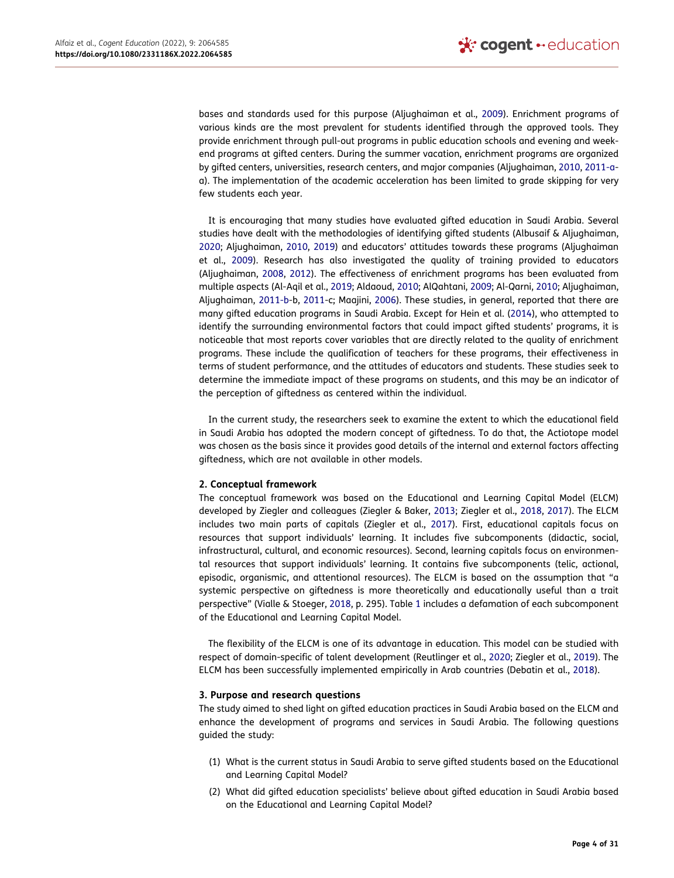bases and standards used for this purpose (Aljughaiman et al., 2009). Enrichment programs of various kinds are the most prevalent for students identified through the approved tools. They provide enrichment through pull-out programs in public education schools and evening and weekend programs at gifted centers. During the summer vacation, enrichment programs are organized by gifted centers, universities, research centers, and major companies (Aljughaiman, 2010, 2011-a-a). The implementation of the academic acceleration has been limited to grade skipping for very few students each year.

It is encouraging that many studies have evaluated gifted education in Saudi Arabia. Several studies have dealt with the methodologies of identifying gifted students (Albusaif & Aljughaiman, 2020; Aljughaiman, 2010, 2019) and educators' attitudes towards these programs (Aljughaiman et al., 2009). Research has also investigated the quality of training provided to educators (Aljughaiman, 2008, 2012). The effectiveness of enrichment programs has been evaluated from multiple aspects (Al-Aqil et al., 2019; Aldaoud, 2010; AlQahtani, 2009; Al-Qarni, 2010; Aljughaiman, Aljughaiman, 2011-b-b, 2011-c; Maajini, 2006). These studies, in general, reported that there are many gifted education programs in Saudi Arabia. Except for Hein et al. (2014), who attempted to identify the surrounding environmental factors that could impact gifted students' programs, it is noticeable that most reports cover variables that are directly related to the quality of enrichment programs. These include the qualification of teachers for these programs, their effectiveness in terms of student performance, and the attitudes of educators and students. These studies seek to determine the immediate impact of these programs on students, and this may be an indicator of the perception of giftedness as centered within the individual.

In the current study, the researchers seek to examine the extent to which the educational field in Saudi Arabia has adopted the modern concept of giftedness. To do that, the Actiotope model was chosen as the basis since it provides good details of the internal and external factors affecting giftedness, which are not available in other models.

## 2. Conceptual framework

The conceptual framework was based on the Educational and Learning Capital Model (ELCM) developed by Ziegler and colleagues (Ziegler & Baker, 2013; Ziegler et al., 2018, 2017). The ELCM includes two main parts of capitals (Ziegler et al., 2017). First, educational capitals focus on resources that support individuals' learning. It includes five subcomponents (didactic, social, infrastructural, cultural, and economic resources). Second, learning capitals focus on environmental resources that support individuals' learning. It contains five subcomponents (telic, actional, episodic, organismic, and attentional resources). The ELCM is based on the assumption that "a systemic perspective on giftedness is more theoretically and educationally useful than a trait perspective" (Vialle & Stoeger, 2018, p. 295). Table 1 includes a defamation of each subcomponent of the Educational and Learning Capital Model.

The flexibility of the ELCM is one of its advantage in education. This model can be studied with respect of domain-specific of talent development (Reutlinger et al., 2020; Ziegler et al., 2019). The ELCM has been successfully implemented empirically in Arab countries (Debatin et al., 2018).

## 3. Purpose and research questions

The study aimed to shed light on gifted education practices in Saudi Arabia based on the ELCM and enhance the development of programs and services in Saudi Arabia. The following questions guided the study:

(1) What is the current status in Saudi Arabia to serve gifted students based on the Educational and Learning Capital Model?

(2) What did gifted education specialists' believe about gifted education in Saudi Arabia based on the Educational and Learning Capital Model?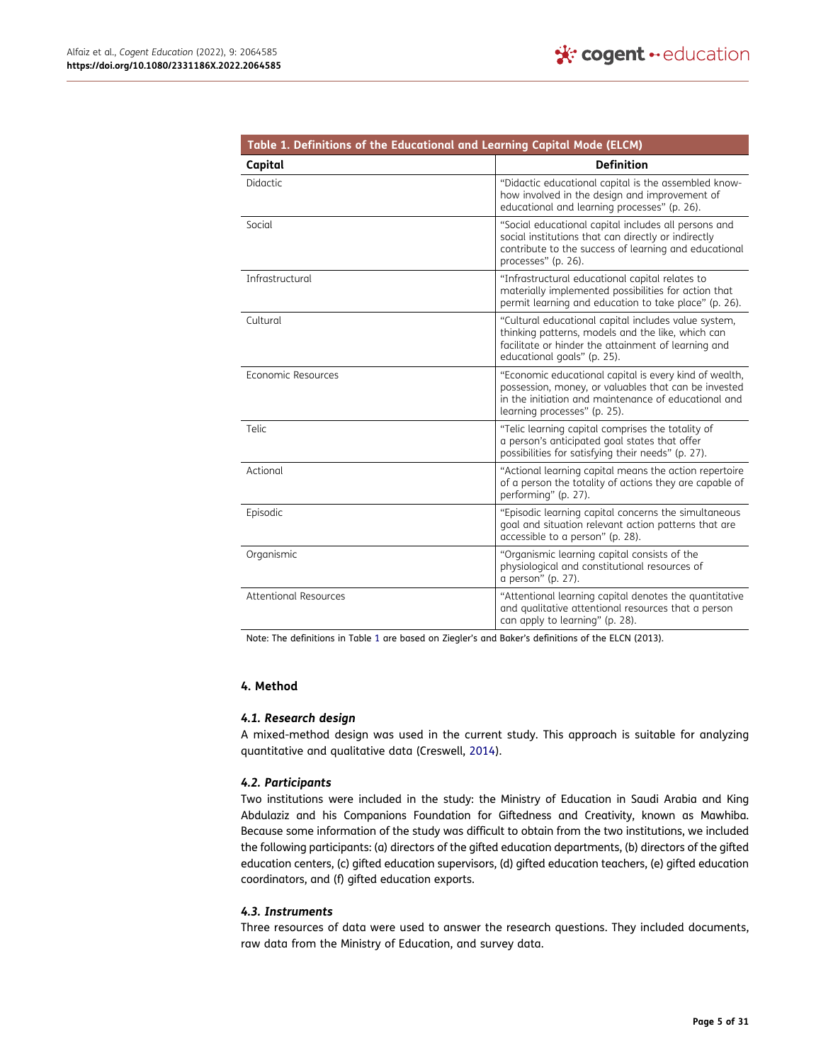**Table 1. Definitions of the Educational and Learning Capital Mode (ELCM)**

| Capital | Definition |
|---|---|
| Didactic | "Didactic educational capital is the assembled know-how involved in the design and improvement of educational and learning processes" (p. 26). |
| Social | "Social educational capital includes all persons and social institutions that can directly or indirectly contribute to the success of learning and educational processes" (p. 26). |
| Infrastructural | "Infrastructural educational capital relates to materially implemented possibilities for action that permit learning and education to take place" (p. 26). |
| Cultural | "Cultural educational capital includes value system, thinking patterns, models and the like, which can facilitate or hinder the attainment of learning and educational goals" (p. 25). |
| Economic Resources | "Economic educational capital is every kind of wealth, possession, money, or valuables that can be invested in the initiation and maintenance of educational and learning processes" (p. 25). |
| Telic | "Telic learning capital comprises the totality of a person's anticipated goal states that offer possibilities for satisfying their needs" (p. 27). |
| Actional | "Actional learning capital means the action repertoire of a person the totality of actions they are capable of performing" (p. 27). |
| Episodic | "Episodic learning capital concerns the simultaneous goal and situation relevant action patterns that are accessible to a person" (p. 28). |
| Organismic | "Organismic learning capital consists of the physiological and constitutional resources of a person" (p. 27). |
| Attentional Resources | "Attentional learning capital denotes the quantitative and qualitative attentional resources that a person can apply to learning" (p. 28). |

Note: The definitions in Table 1 are based on Ziegler's and Baker's definitions of the ELCN (2013).

## 4. Method

### *4.1. Research design*

A mixed-method design was used in the current study. This approach is suitable for analyzing quantitative and qualitative data (Creswell, 2014).

### *4.2. Participants*

Two institutions were included in the study: the Ministry of Education in Saudi Arabia and King Abdulaziz and his Companions Foundation for Giftedness and Creativity, known as Mawhiba. Because some information of the study was difficult to obtain from the two institutions, we included the following participants: (a) directors of the gifted education departments, (b) directors of the gifted education centers, (c) gifted education supervisors, (d) gifted education teachers, (e) gifted education coordinators, and (f) gifted education exports.

### *4.3. Instruments*

Three resources of data were used to answer the research questions. They included documents, raw data from the Ministry of Education, and survey data.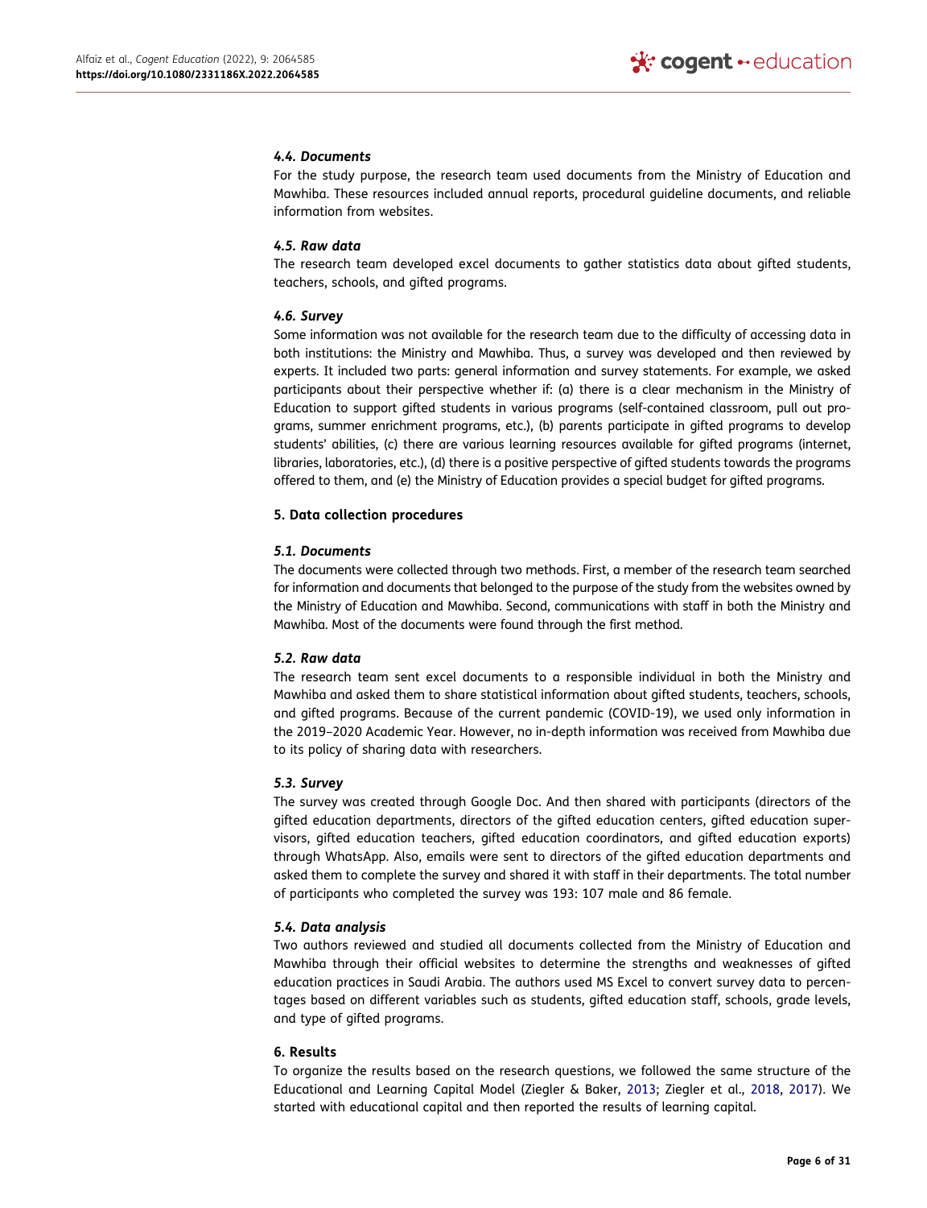### 4.4. *Documents*

For the study purpose, the research team used documents from the Ministry of Education and Mawhiba. These resources included annual reports, procedural guideline documents, and reliable information from websites.

### 4.5. *Raw data*

The research team developed excel documents to gather statistics data about gifted students, teachers, schools, and gifted programs.

### 4.6. *Survey*

Some information was not available for the research team due to the difficulty of accessing data in both institutions: the Ministry and Mawhiba. Thus, a survey was developed and then reviewed by experts. It included two parts: general information and survey statements. For example, we asked participants about their perspective whether if: (a) there is a clear mechanism in the Ministry of Education to support gifted students in various programs (self-contained classroom, pull out programs, summer enrichment programs, etc.), (b) parents participate in gifted programs to develop students' abilities, (c) there are various learning resources available for gifted programs (internet, libraries, laboratories, etc.), (d) there is a positive perspective of gifted students towards the programs offered to them, and (e) the Ministry of Education provides a special budget for gifted programs.

## 5. Data collection procedures

### 5.1. *Documents*

The documents were collected through two methods. First, a member of the research team searched for information and documents that belonged to the purpose of the study from the websites owned by the Ministry of Education and Mawhiba. Second, communications with staff in both the Ministry and Mawhiba. Most of the documents were found through the first method.

### 5.2. *Raw data*

The research team sent excel documents to a responsible individual in both the Ministry and Mawhiba and asked them to share statistical information about gifted students, teachers, schools, and gifted programs. Because of the current pandemic (COVID-19), we used only information in the 2019–2020 Academic Year. However, no in-depth information was received from Mawhiba due to its policy of sharing data with researchers.

### 5.3. *Survey*

The survey was created through Google Doc. And then shared with participants (directors of the gifted education departments, directors of the gifted education centers, gifted education supervisors, gifted education teachers, gifted education coordinators, and gifted education exports) through WhatsApp. Also, emails were sent to directors of the gifted education departments and asked them to complete the survey and shared it with staff in their departments. The total number of participants who completed the survey was 193: 107 male and 86 female.

### 5.4. *Data analysis*

Two authors reviewed and studied all documents collected from the Ministry of Education and Mawhiba through their official websites to determine the strengths and weaknesses of gifted education practices in Saudi Arabia. The authors used MS Excel to convert survey data to percentages based on different variables such as students, gifted education staff, schools, grade levels, and type of gifted programs.

## 6. Results

To organize the results based on the research questions, we followed the same structure of the Educational and Learning Capital Model (Ziegler & Baker, 2013; Ziegler et al., 2018, 2017). We started with educational capital and then reported the results of learning capital.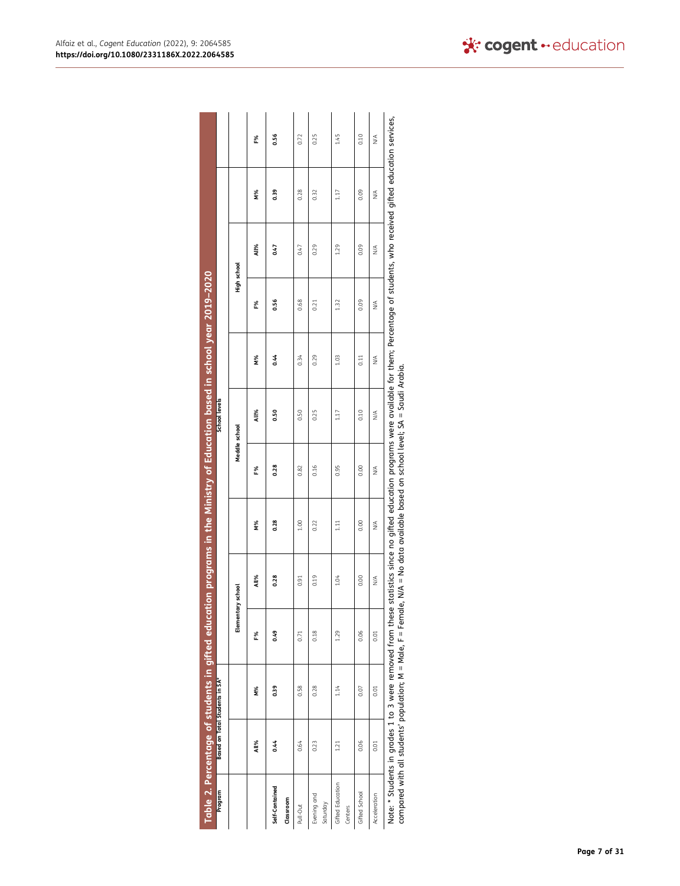**Table 2. Percentage of students in gifted education programs in the Ministry of Education based in school year 2019–2020**

| Program | Based on Total Students in SA* | | | School levels | | | | | | | | |
|---|---|---|---|---|---|---|---|---|---|---|---|---|
| | | | | Elementary school | | | Meddle school | | | High school | | |
| | All% | M% | F% | All% | M% | F% | All% | M% | F% | All% | M% | F% |
| **Self-Contained Classroom** | **0.44** | **0.39** | **0.49** | **0.28** | **0.28** | **0.28** | **0.50** | **0.44** | **0.56** | **0.47** | **0.39** | **0.56** |
| Pull-Out | 0.64 | 0.58 | 0.71 | 0.91 | 1.00 | 0.82 | 0.50 | 0.34 | 0.68 | 0.47 | 0.28 | 0.72 |
| Evening and Saturday | 0.23 | 0.28 | 0.18 | 0.19 | 0.22 | 0.16 | 0.25 | 0.29 | 0.21 | 0.29 | 0.32 | 0.25 |
| Gifted Education Centers | 1.21 | 1.14 | 1.29 | 1.04 | 1.11 | 0.95 | 1.17 | 1.03 | 1.32 | 1.29 | 1.17 | 1.45 |
| Gifted School | 0.06 | 0.07 | 0.06 | 0.00 | 0.00 | 0.00 | 0.10 | 0.11 | 0.09 | 0.09 | 0.09 | 0.10 |
| Acceleration | 0.01 | 0.01 | 0.01 | N/A | N/A | N/A | N/A | N/A | N/A | N/A | N/A | N/A |

Note: * Students in grades 1 to 3 were removed from these statistics since no gifted education programs were available for them; Percentage of students, who received gifted education services, compared with all students' population; M = Male, F = Female, N/A = No data available based on school level; SA = Saudi Arabia.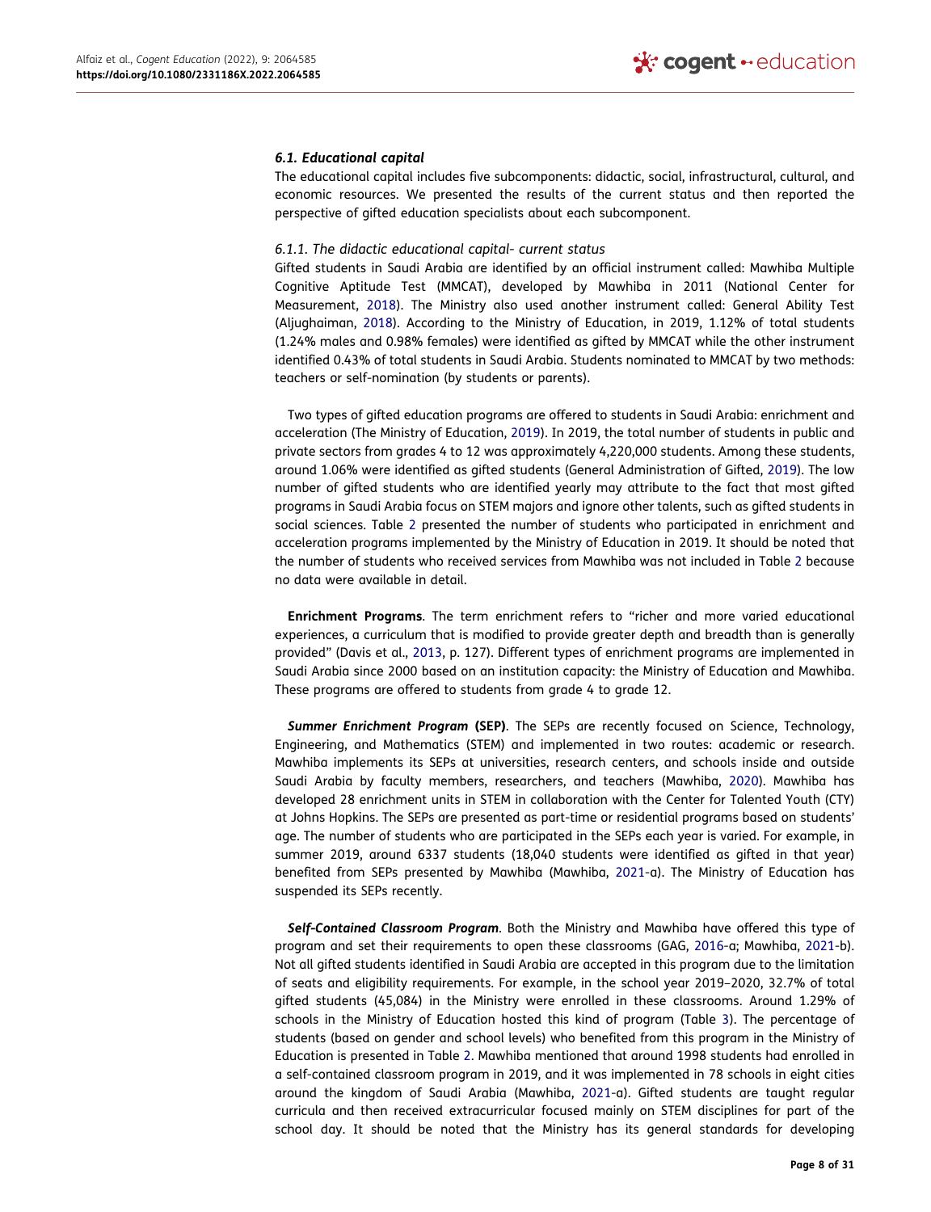### *6.1. Educational capital*

The educational capital includes five subcomponents: didactic, social, infrastructural, cultural, and economic resources. We presented the results of the current status and then reported the perspective of gifted education specialists about each subcomponent.

#### *6.1.1. The didactic educational capital- current status*

Gifted students in Saudi Arabia are identified by an official instrument called: Mawhiba Multiple Cognitive Aptitude Test (MMCAT), developed by Mawhiba in 2011 (National Center for Measurement, 2018). The Ministry also used another instrument called: General Ability Test (Aljughaiman, 2018). According to the Ministry of Education, in 2019, 1.12% of total students (1.24% males and 0.98% females) were identified as gifted by MMCAT while the other instrument identified 0.43% of total students in Saudi Arabia. Students nominated to MMCAT by two methods: teachers or self-nomination (by students or parents).

Two types of gifted education programs are offered to students in Saudi Arabia: enrichment and acceleration (The Ministry of Education, 2019). In 2019, the total number of students in public and private sectors from grades 4 to 12 was approximately 4,220,000 students. Among these students, around 1.06% were identified as gifted students (General Administration of Gifted, 2019). The low number of gifted students who are identified yearly may attribute to the fact that most gifted programs in Saudi Arabia focus on STEM majors and ignore other talents, such as gifted students in social sciences. Table 2 presented the number of students who participated in enrichment and acceleration programs implemented by the Ministry of Education in 2019. It should be noted that the number of students who received services from Mawhiba was not included in Table 2 because no data were available in detail.

**Enrichment Programs**. The term enrichment refers to "richer and more varied educational experiences, a curriculum that is modified to provide greater depth and breadth than is generally provided" (Davis et al., 2013, p. 127). Different types of enrichment programs are implemented in Saudi Arabia since 2000 based on an institution capacity: the Ministry of Education and Mawhiba. These programs are offered to students from grade 4 to grade 12.

***Summer Enrichment Program* (SEP)**. The SEPs are recently focused on Science, Technology, Engineering, and Mathematics (STEM) and implemented in two routes: academic or research. Mawhiba implements its SEPs at universities, research centers, and schools inside and outside Saudi Arabia by faculty members, researchers, and teachers (Mawhiba, 2020). Mawhiba has developed 28 enrichment units in STEM in collaboration with the Center for Talented Youth (CTY) at Johns Hopkins. The SEPs are presented as part-time or residential programs based on students' age. The number of students who are participated in the SEPs each year is varied. For example, in summer 2019, around 6337 students (18,040 students were identified as gifted in that year) benefited from SEPs presented by Mawhiba (Mawhiba, 2021-a). The Ministry of Education has suspended its SEPs recently.

***Self-Contained Classroom Program***. Both the Ministry and Mawhiba have offered this type of program and set their requirements to open these classrooms (GAG, 2016-a; Mawhiba, 2021-b). Not all gifted students identified in Saudi Arabia are accepted in this program due to the limitation of seats and eligibility requirements. For example, in the school year 2019–2020, 32.7% of total gifted students (45,084) in the Ministry were enrolled in these classrooms. Around 1.29% of schools in the Ministry of Education hosted this kind of program (Table 3). The percentage of students (based on gender and school levels) who benefited from this program in the Ministry of Education is presented in Table 2. Mawhiba mentioned that around 1998 students had enrolled in a self-contained classroom program in 2019, and it was implemented in 78 schools in eight cities around the kingdom of Saudi Arabia (Mawhiba, 2021-a). Gifted students are taught regular curricula and then received extracurricular focused mainly on STEM disciplines for part of the school day. It should be noted that the Ministry has its general standards for developing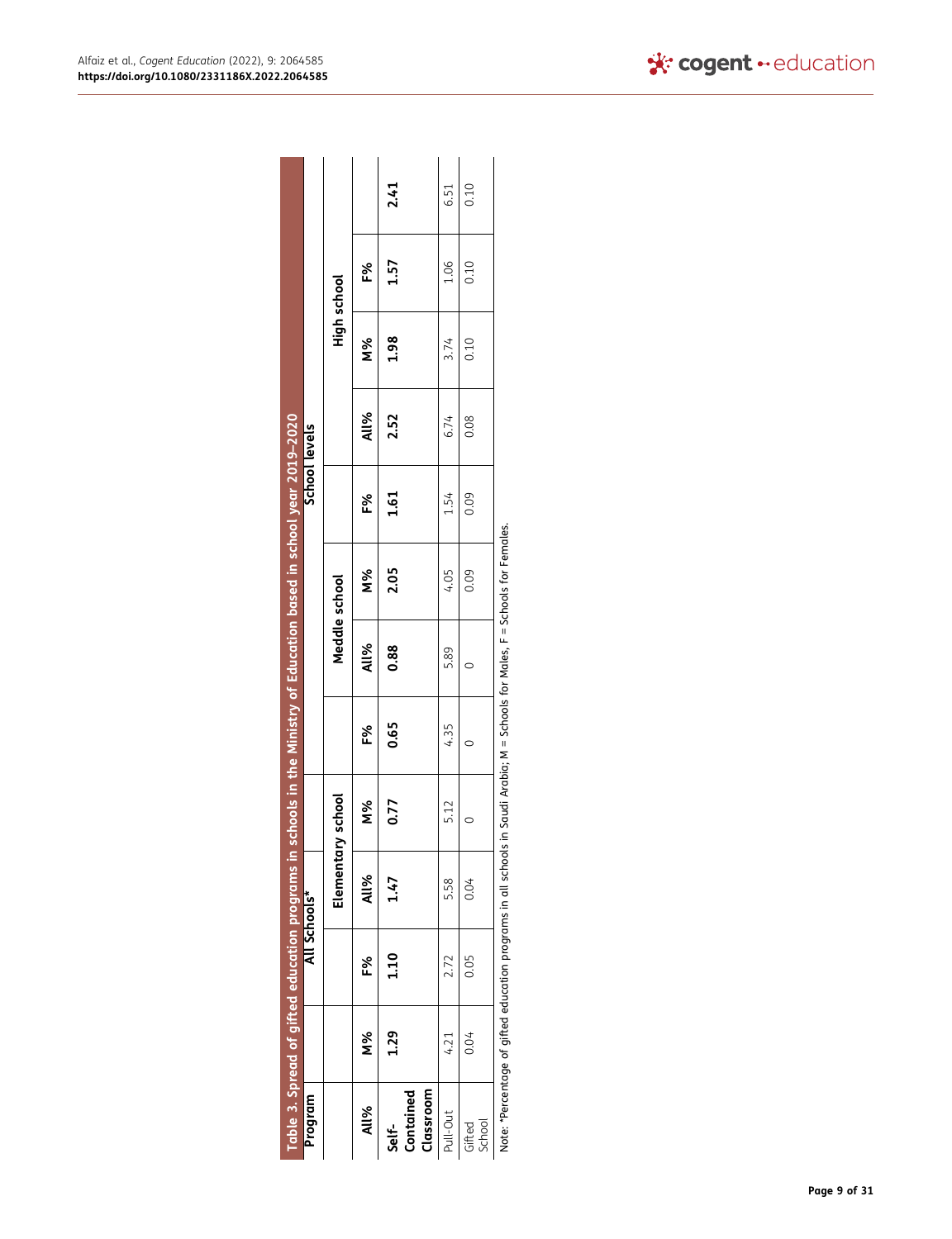Table 3. Spread of gifted education programs in schools in the Ministry of Education based in school year 2019–2020

| Program | All Schools* | | | School levels | | | | | | | | |
|---|---|---|---|---|---|---|---|---|---|---|---|---|
| | | | | Elementary school | | | Meddle school | | | High school | | |
| | All% | M% | F% | All% | M% | F% | All% | M% | F% | All% | M% | F% |
| **Self-Contained Classroom** | **2.41** | **1.29** | **1.10** | **1.47** | **0.77** | **0.65** | **0.88** | **2.05** | **1.61** | **2.52** | **1.98** | **1.57** |
| Pull-Out | 6.51 | 4.21 | 2.72 | 5.58 | 5.12 | 4.35 | 5.89 | 4.05 | 1.54 | 6.74 | 3.74 | 1.06 |
| Gifted School | 0.10 | 0.04 | 0.05 | 0.04 | 0 | 0 | 0 | 0.09 | 0.09 | 0.08 | 0.10 | 0.10 |

Note: *Percentage of gifted education programs in all schools in Saudi Arabia; M = Schools for Males, F = Schools for Females.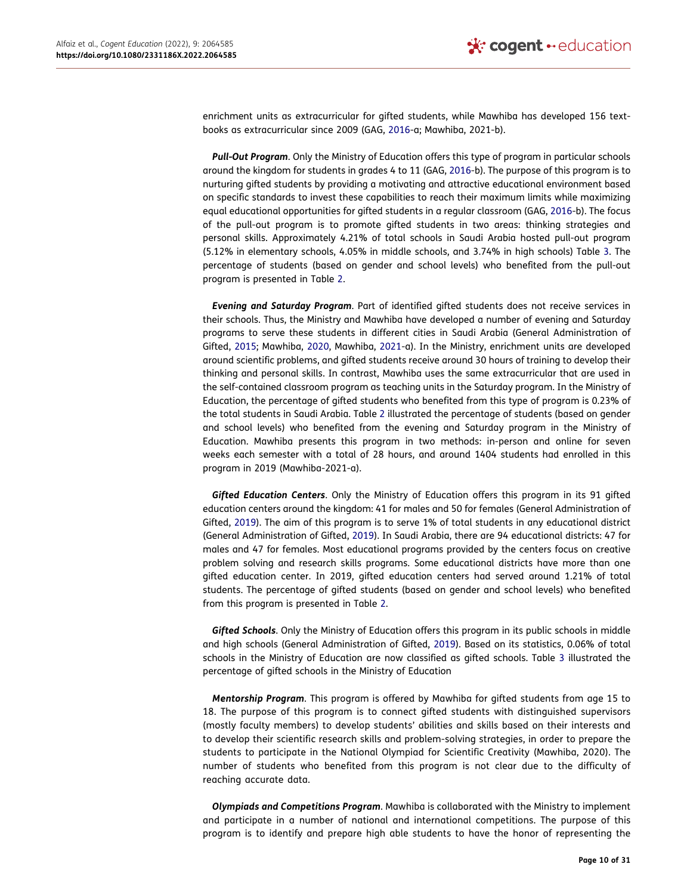enrichment units as extracurricular for gifted students, while Mawhiba has developed 156 text-books as extracurricular since 2009 (GAG, 2016-a; Mawhiba, 2021-b).

***Pull-Out Program***. Only the Ministry of Education offers this type of program in particular schools around the kingdom for students in grades 4 to 11 (GAG, 2016-b). The purpose of this program is to nurturing gifted students by providing a motivating and attractive educational environment based on specific standards to invest these capabilities to reach their maximum limits while maximizing equal educational opportunities for gifted students in a regular classroom (GAG, 2016-b). The focus of the pull-out program is to promote gifted students in two areas: thinking strategies and personal skills. Approximately 4.21% of total schools in Saudi Arabia hosted pull-out program (5.12% in elementary schools, 4.05% in middle schools, and 3.74% in high schools) Table 3. The percentage of students (based on gender and school levels) who benefited from the pull-out program is presented in Table 2.

***Evening and Saturday Program***. Part of identified gifted students does not receive services in their schools. Thus, the Ministry and Mawhiba have developed a number of evening and Saturday programs to serve these students in different cities in Saudi Arabia (General Administration of Gifted, 2015; Mawhiba, 2020, Mawhiba, 2021-a). In the Ministry, enrichment units are developed around scientific problems, and gifted students receive around 30 hours of training to develop their thinking and personal skills. In contrast, Mawhiba uses the same extracurricular that are used in the self-contained classroom program as teaching units in the Saturday program. In the Ministry of Education, the percentage of gifted students who benefited from this type of program is 0.23% of the total students in Saudi Arabia. Table 2 illustrated the percentage of students (based on gender and school levels) who benefited from the evening and Saturday program in the Ministry of Education. Mawhiba presents this program in two methods: in-person and online for seven weeks each semester with a total of 28 hours, and around 1404 students had enrolled in this program in 2019 (Mawhiba-2021-a).

***Gifted Education Centers***. Only the Ministry of Education offers this program in its 91 gifted education centers around the kingdom: 41 for males and 50 for females (General Administration of Gifted, 2019). The aim of this program is to serve 1% of total students in any educational district (General Administration of Gifted, 2019). In Saudi Arabia, there are 94 educational districts: 47 for males and 47 for females. Most educational programs provided by the centers focus on creative problem solving and research skills programs. Some educational districts have more than one gifted education center. In 2019, gifted education centers had served around 1.21% of total students. The percentage of gifted students (based on gender and school levels) who benefited from this program is presented in Table 2.

***Gifted Schools***. Only the Ministry of Education offers this program in its public schools in middle and high schools (General Administration of Gifted, 2019). Based on its statistics, 0.06% of total schools in the Ministry of Education are now classified as gifted schools. Table 3 illustrated the percentage of gifted schools in the Ministry of Education

***Mentorship Program***. This program is offered by Mawhiba for gifted students from age 15 to 18. The purpose of this program is to connect gifted students with distinguished supervisors (mostly faculty members) to develop students' abilities and skills based on their interests and to develop their scientific research skills and problem-solving strategies, in order to prepare the students to participate in the National Olympiad for Scientific Creativity (Mawhiba, 2020). The number of students who benefited from this program is not clear due to the difficulty of reaching accurate data.

***Olympiads and Competitions Program***. Mawhiba is collaborated with the Ministry to implement and participate in a number of national and international competitions. The purpose of this program is to identify and prepare high able students to have the honor of representing the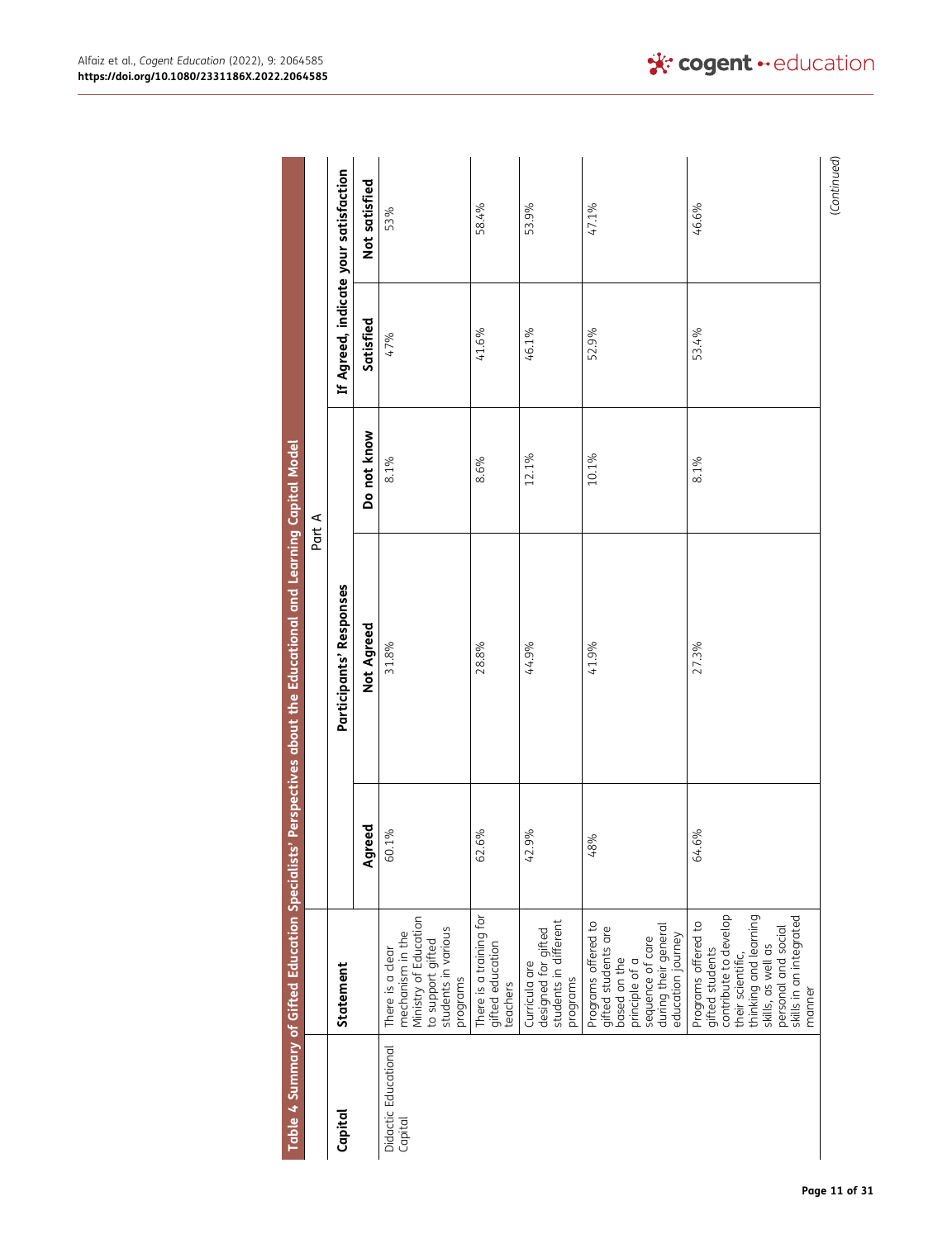**Table 4 Summary of Gifted Education Specialists' Perspectives about the Educational and Learning Capital Model**

| Capital | Statement | Part A | | | | |
|---|---|---|---|---|---|---|
| | | Participants' Responses | | | If Agreed, indicate your satisfaction | |
| | | Agreed | Not Agreed | Do not know | Satisfied | Not satisfied |
| Didactic Educational Capital | There is a clear mechanism in the Ministry of Education to support gifted students in various programs | 60.1% | 31.8% | 8.1% | 47% | 53% |
| | There is a training for gifted education teachers | 62.6% | 28.8% | 8.6% | 41.6% | 58.4% |
| | Curricula are designed for gifted students in different programs | 42.9% | 44.9% | 12.1% | 46.1% | 53.9% |
| | Programs offered to gifted students are based on the principle of a sequence of care during their general education journey | 48% | 41.9% | 10.1% | 52.9% | 47.1% |
| | Programs offered to gifted students contribute to develop their scientific, thinking and learning skills, as well as personal and social skills in an integrated manner | 64.6% | 27.3% | 8.1% | 53.4% | 46.6% |

(Continued)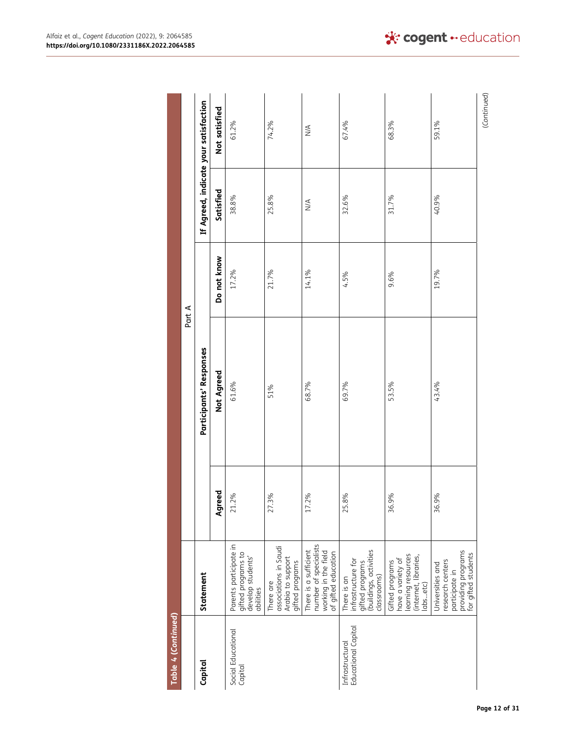**Table 4 (Continued)**

| Capital | Statement | Part A | | | | |
|---|---|---|---|---|---|---|
| | | Participants' Responses | | | If Agreed, indicate your satisfaction | |
| | | Agreed | Not Agreed | Do not know | Satisfied | Not satisfied |
| Social Educational Capital | Parents participate in gifted programs to develop students' abilities | 21.2% | 61.6% | 17.2% | 38.8% | 61.2% |
| | There are associations in Saudi Arabia to support gifted programs | 27.3% | 51% | 21.7% | 25.8% | 74.2% |
| | There is a sufficient number of specialists working in the field of gifted education | 17.2% | 68.7% | 14.1% | N/A | N/A |
| Infrastructural Educational Capital | There is an infrastructure for gifted programs (buildings, activities classrooms) | 25.8% | 69.7% | 4.5% | 32.6% | 67.4% |
| | Gifted programs have a variety of learning resources (internet, libraries, labs…etc) | 36.9% | 53.5% | 9.6% | 31.7% | 68.3% |
| | Universities and research centers participate in providing programs for gifted students | 36.9% | 43.4% | 19.7% | 40.9% | 59.1% |

(Continued)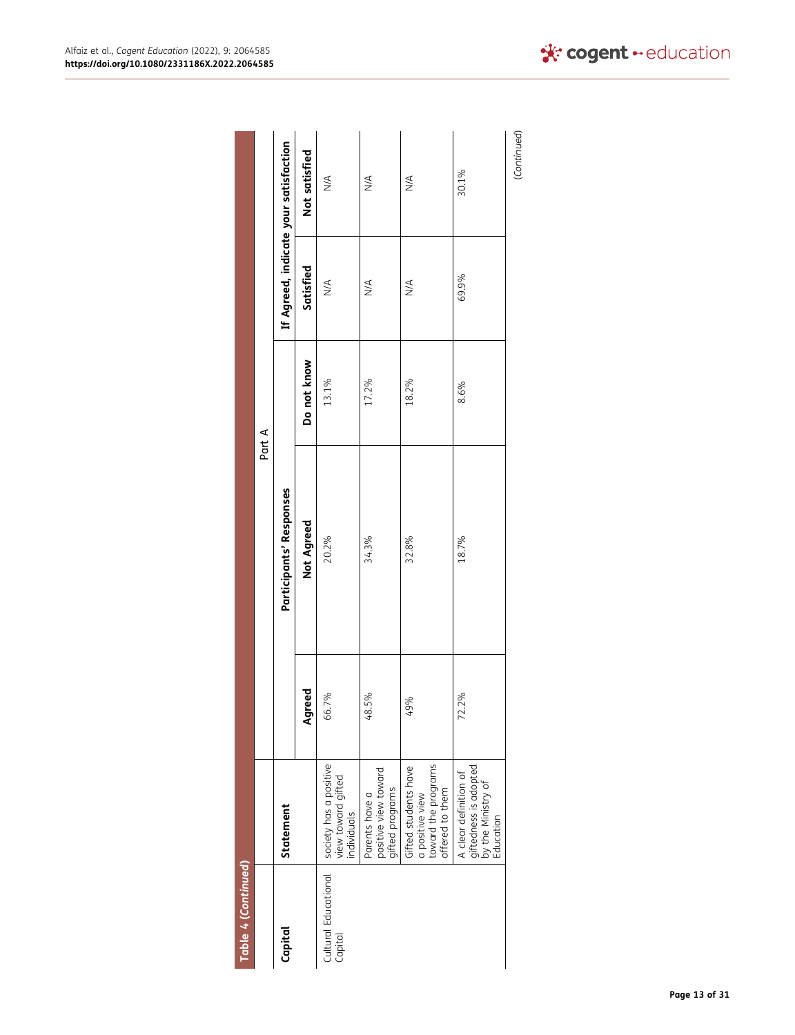**Table 4 (Continued)**

| Capital | Statement | Part A | | | | |
|---|---|---|---|---|---|---|
| | | Participants' Responses | | | If Agreed, indicate your satisfaction | |
| | | Agreed | Not Agreed | Do not know | Satisfied | Not satisfied |
| Cultural Educational Capital | society has a positive view toward gifted individuals | 66.7% | 20.2% | 13.1% | N/A | N/A |
| | Parents have a positive view toward gifted programs | 48.5% | 34.3% | 17.2% | N/A | N/A |
| | Gifted students have a positive view toward the programs offered to them | 49% | 32.8% | 18.2% | N/A | N/A |
| | A clear definition of giftedness is adopted by the Ministry of Education | 72.2% | 18.7% | 8.6% | 69.9% | 30.1% |

(Continued)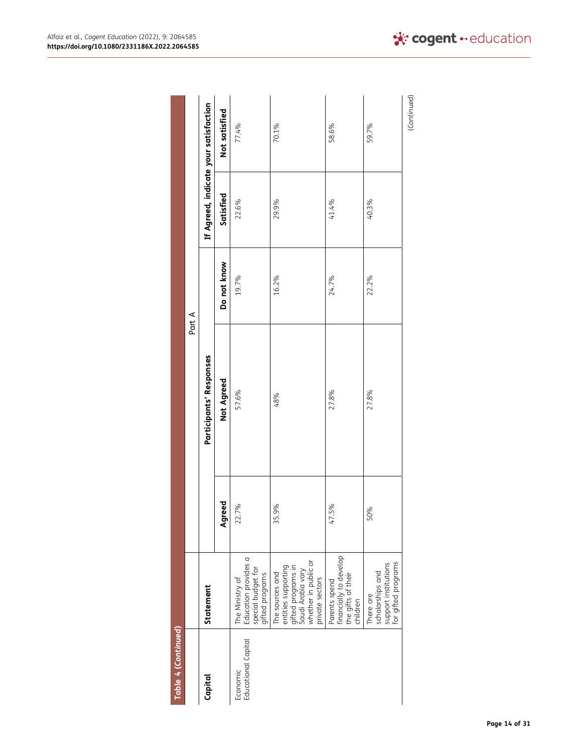**Table 4 (Continued)**

| Capital | Statement | Part A | | | | |
|---|---|---|---|---|---|---|
| | | Participants' Responses | | | If Agreed, indicate your satisfaction | |
| | | Agreed | Not Agreed | Do not know | Satisfied | Not satisfied |
| Economic Educational Capital | The Ministry of Education provides a special budget for gifted programs | 22.7% | 57.6% | 19.7% | 22.6% | 77.4% |
| | The sources and entities supporting gifted programs in Saudi Arabia vary whether in public or private sectors | 35.9% | 48% | 16.2% | 29.9% | 70.1% |
| | Parents spend financially to develop the gifts of their children | 47.5% | 27.8% | 24.7% | 41.4% | 58.6% |
| | There are scholarships and support institutions for gifted programs | 50% | 27.8% | 22.2% | 40.3% | 59.7% |

(Continued)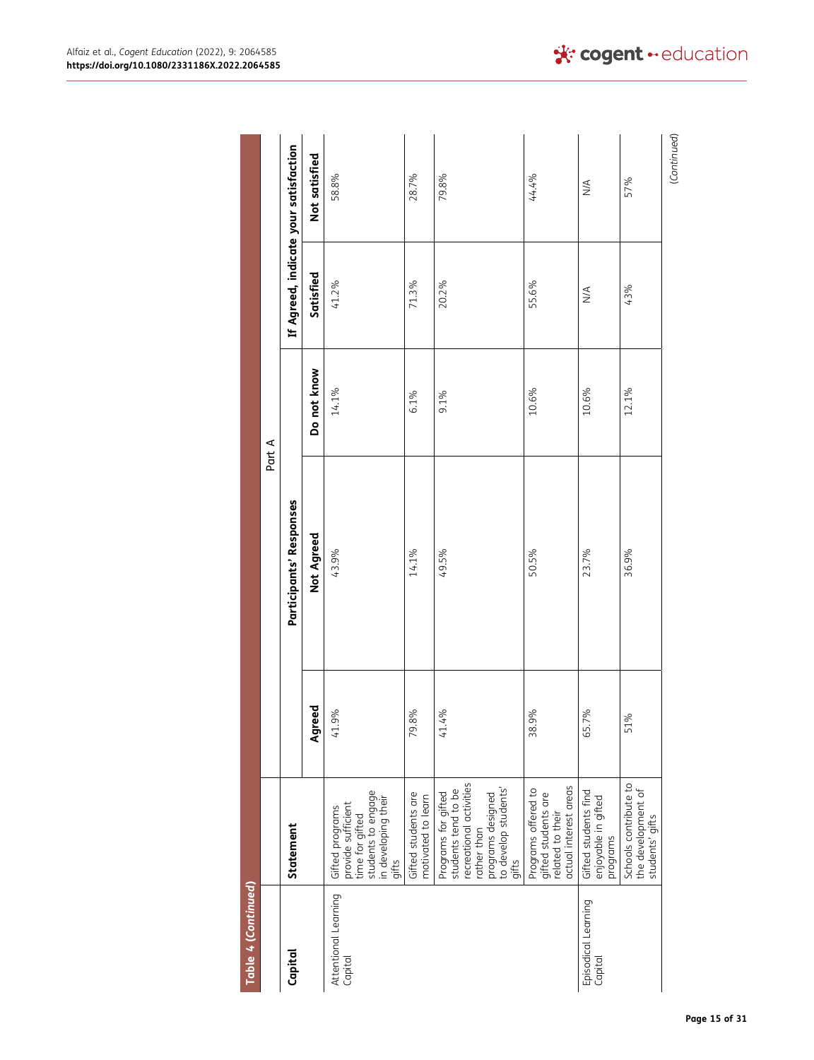**Table 4 (Continued)**

| Capital | Statement | Part A | | | | |
|---|---|---|---|---|---|---|
| | | Participants' Responses | | | If Agreed, indicate your satisfaction | |
| | | Agreed | Not Agreed | Do not know | Satisfied | Not satisfied |
| Attentional Learning Capital | Gifted programs provide sufficient time for gifted students to engage in developing their gifts | 41.9% | 43.9% | 14.1% | 41.2% | 58.8% |
| | Gifted students are motivated to learn | 79.8% | 14.1% | 6.1% | 71.3% | 28.7% |
| | Programs for gifted students tend to be recreational activities rather than programs designed to develop students' gifts | 41.4% | 49.5% | 9.1% | 20.2% | 79.8% |
| | Programs offered to gifted students are related to their actual interest areas | 38.9% | 50.5% | 10.6% | 55.6% | 44.4% |
| Episodical Learning Capital | Gifted students find enjoyable in gifted programs | 65.7% | 23.7% | 10.6% | N/A | N/A |
| | Schools contribute to the development of students' gifts | 51% | 36.9% | 12.1% | 43% | 57% |

(Continued)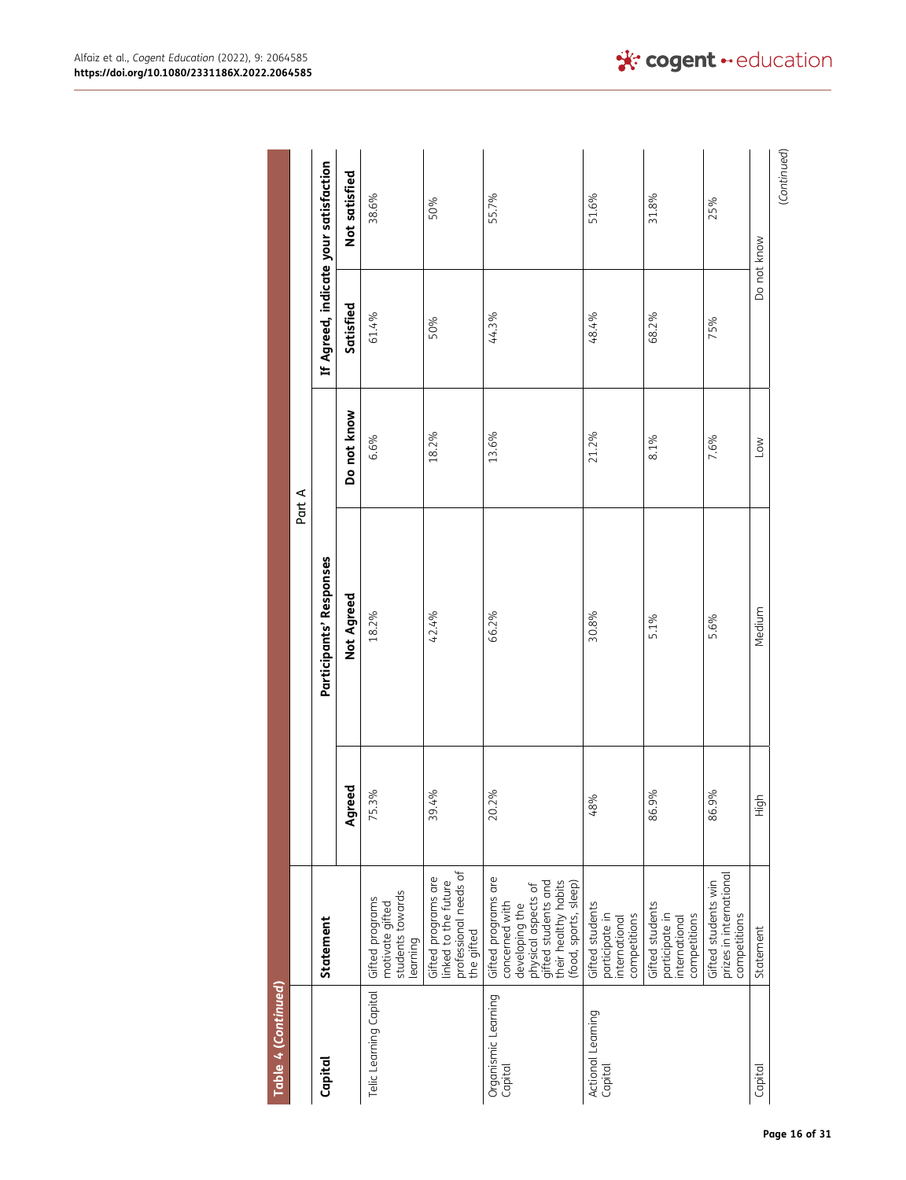**Table 4 (Continued)**

| Capital | Statement | Part A | | | | |
|---|---|---|---|---|---|---|
| | | Participants' Responses | | | If Agreed, indicate your satisfaction | |
| | | Agreed | Not Agreed | Do not know | Satisfied | Not satisfied |
| Telic Learning Capital | Gifted programs motivate gifted students towards learning | 75.3% | 18.2% | 6.6% | 61.4% | 38.6% |
| | Gifted programs are linked to the future professional needs of the gifted | 39.4% | 42.4% | 18.2% | 50% | 50% |
| Organismic Learning Capital | Gifted programs are concerned with developing the physical aspects of gifted students and their healthy habits (food, sports, sleep) | 20.2% | 66.2% | 13.6% | 44.3% | 55.7% |
| Actional Learning Capital | Gifted students participate in international competitions | 48% | 30.8% | 21.2% | 48.4% | 51.6% |
| | Gifted students participate in international competitions | 86.9% | 5.1% | 8.1% | 68.2% | 31.8% |
| | Gifted students win prizes in international competitions | 86.9% | 5.6% | 7.6% | 75% | 25% |
| Capital | Statement | High | Medium | Low | Do not know | |

(Continued)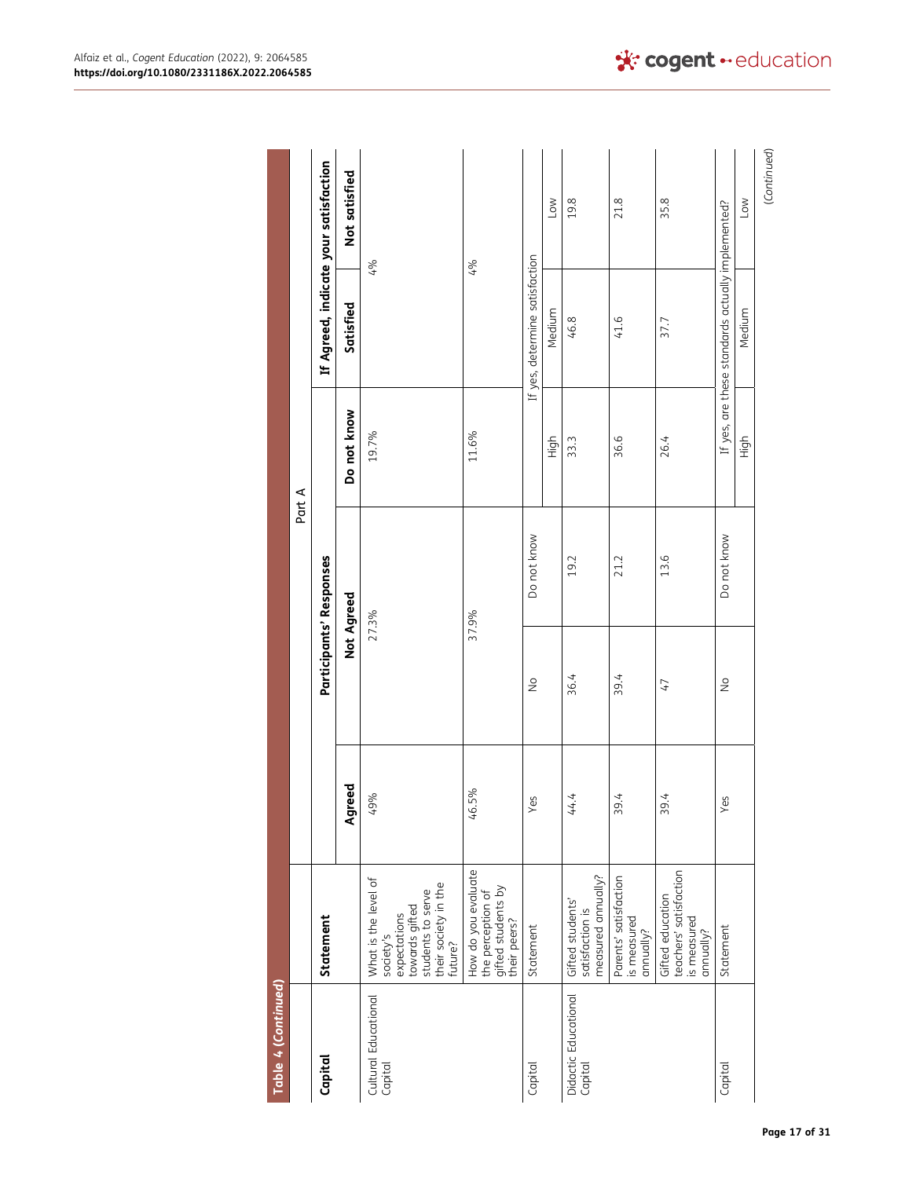**Table 4 (Continued)**

| Capital | Statement | Part A | | | | |
|---|---|---|---|---|---|---|
| | | Participants' Responses | | | If Agreed, indicate your satisfaction | |
| | | Agreed | Not Agreed | Do not know | Satisfied | Not satisfied |
| Cultural Educational Capital | What is the level of society's expectations towards gifted students to serve their society in the future? | 49% | 27.3% | 19.7% | 4% | |
| | How do you evaluate the perception of gifted students by their peers? | 46.5% | 37.9% | 11.6% | 4% | |
| Capital | Statement | Yes | No | Do not know | If yes, determine satisfaction | |
| | | | | High | Medium | Low |
| Didactic Educational Capital | Gifted students' satisfaction is measured annually? | 44.4 | 36.4 | 19.2 | 33.3 | 46.8 | 19.8 |
| | Parents' satisfaction is measured annually? | 39.4 | 39.4 | 21.2 | 36.6 | 41.6 | 21.8 |
| | Gifted education teachers' satisfaction is measured annually? | 39.4 | 47 | 13.6 | 26.4 | 37.7 | 35.8 |
| Capital | Statement | Yes | No | Do not know | If yes, are these standards actually implemented? | |
| | | | | High | Medium | Low |

(Continued)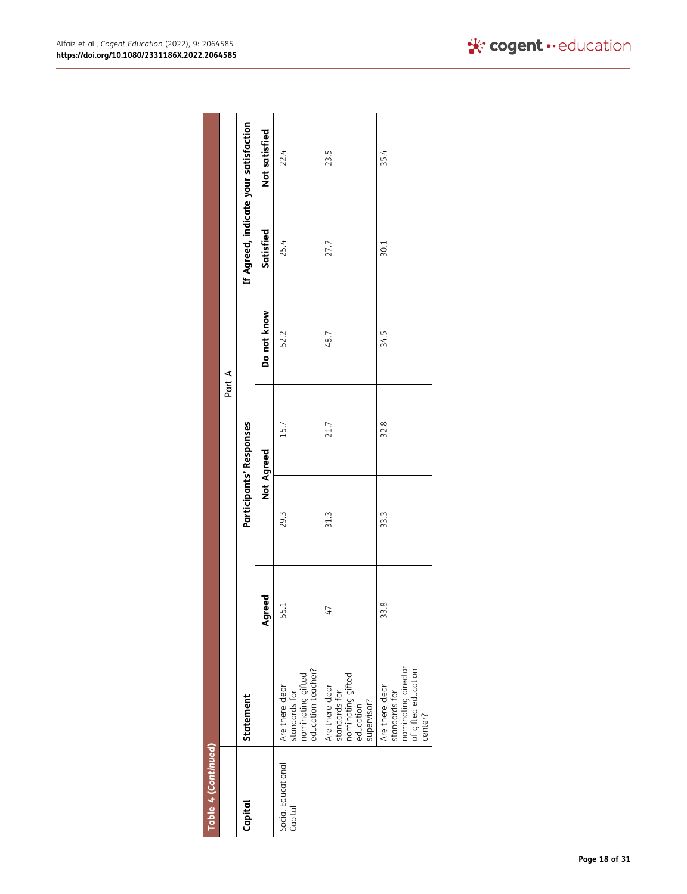**Table 4 (Continued)**

| Capital | Statement | Part A | | | | | |
|---|---|---|---|---|---|---|---|
| | | Participants' Responses | | | | If Agreed, indicate your satisfaction | |
| | | Agreed | Not Agreed | | Do not know | Satisfied | Not satisfied |
| Social Educational Capital | Are there clear standards for nominating gifted education teacher? | 55.1 | 29.3 | 15.7 | 52.2 | 25.4 | 22.4 |
| | Are there clear standards for nominating gifted education supervisor? | 47 | 31.3 | 21.7 | 48.7 | 27.7 | 23.5 |
| | Are there clear standards for nominating director of gifted education center? | 33.8 | 33.3 | 32.8 | 34.5 | 30.1 | 35.4 |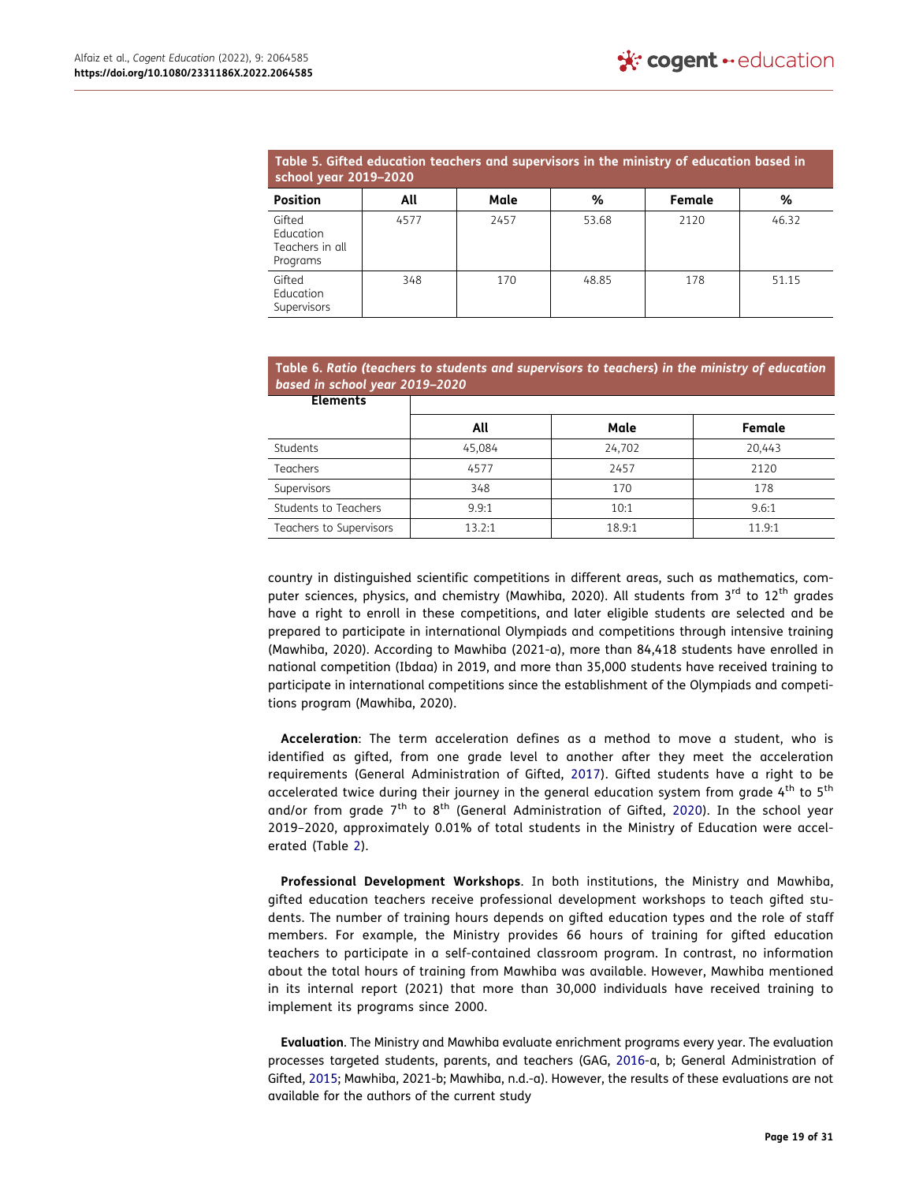**Table 5. Gifted education teachers and supervisors in the ministry of education based in school year 2019–2020**

| Position | All | Male | % | Female | % |
|---|---|---|---|---|---|
| Gifted Education Teachers in all Programs | 4577 | 2457 | 53.68 | 2120 | 46.32 |
| Gifted Education Supervisors | 348 | 170 | 48.85 | 178 | 51.15 |

**Table 6.** ***Ratio (teachers to students and supervisors to teachers) in the ministry of education based in school year 2019–2020***

| Elements | All | Male | Female |
|---|---|---|---|
| Students | 45,084 | 24,702 | 20,443 |
| Teachers | 4577 | 2457 | 2120 |
| Supervisors | 348 | 170 | 178 |
| Students to Teachers | 9.9:1 | 10:1 | 9.6:1 |
| Teachers to Supervisors | 13.2:1 | 18.9:1 | 11.9:1 |

country in distinguished scientific competitions in different areas, such as mathematics, computer sciences, physics, and chemistry (Mawhiba, 2020). All students from 3rd to 12th grades have a right to enroll in these competitions, and later eligible students are selected and be prepared to participate in international Olympiads and competitions through intensive training (Mawhiba, 2020). According to Mawhiba (2021-a), more than 84,418 students have enrolled in national competition (Ibdaa) in 2019, and more than 35,000 students have received training to participate in international competitions since the establishment of the Olympiads and competitions program (Mawhiba, 2020).

**Acceleration**: The term acceleration defines as a method to move a student, who is identified as gifted, from one grade level to another after they meet the acceleration requirements (General Administration of Gifted, 2017). Gifted students have a right to be accelerated twice during their journey in the general education system from grade 4th to 5th and/or from grade 7th to 8th (General Administration of Gifted, 2020). In the school year 2019–2020, approximately 0.01% of total students in the Ministry of Education were accelerated (Table 2).

**Professional Development Workshops**. In both institutions, the Ministry and Mawhiba, gifted education teachers receive professional development workshops to teach gifted students. The number of training hours depends on gifted education types and the role of staff members. For example, the Ministry provides 66 hours of training for gifted education teachers to participate in a self-contained classroom program. In contrast, no information about the total hours of training from Mawhiba was available. However, Mawhiba mentioned in its internal report (2021) that more than 30,000 individuals have received training to implement its programs since 2000.

**Evaluation**. The Ministry and Mawhiba evaluate enrichment programs every year. The evaluation processes targeted students, parents, and teachers (GAG, 2016-a, b; General Administration of Gifted, 2015; Mawhiba, 2021-b; Mawhiba, n.d.-a). However, the results of these evaluations are not available for the authors of the current study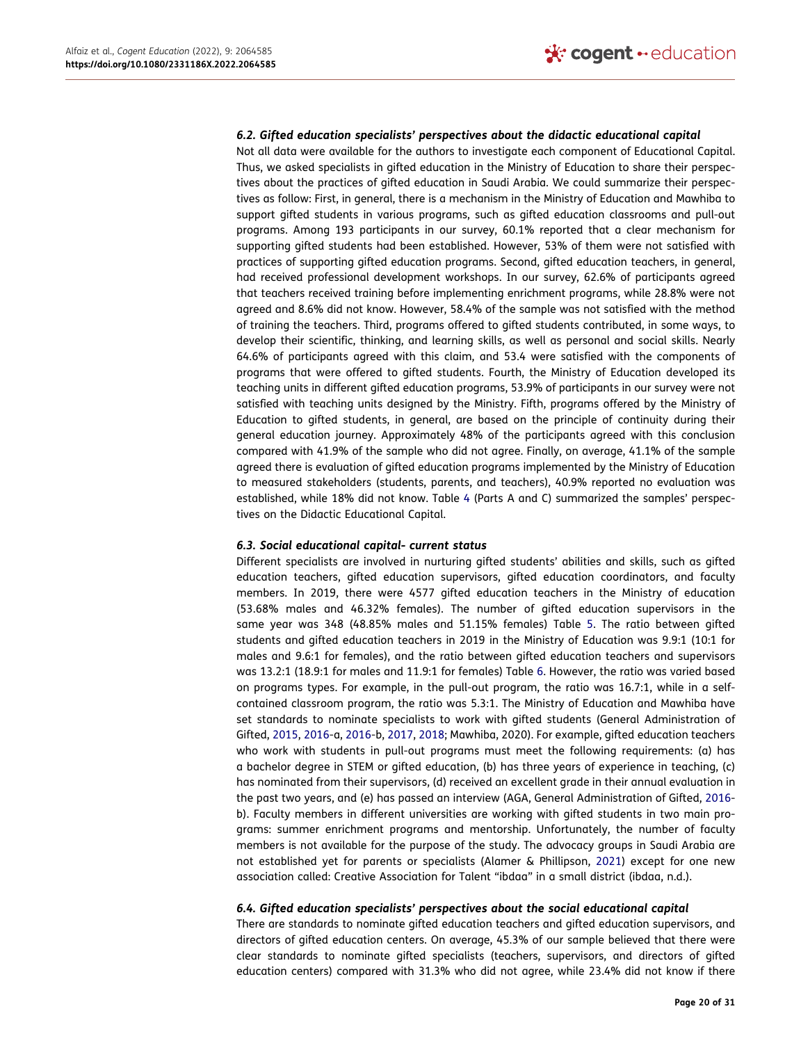### *6.2. Gifted education specialists' perspectives about the didactic educational capital*

Not all data were available for the authors to investigate each component of Educational Capital. Thus, we asked specialists in gifted education in the Ministry of Education to share their perspectives about the practices of gifted education in Saudi Arabia. We could summarize their perspectives as follow: First, in general, there is a mechanism in the Ministry of Education and Mawhiba to support gifted students in various programs, such as gifted education classrooms and pull-out programs. Among 193 participants in our survey, 60.1% reported that a clear mechanism for supporting gifted students had been established. However, 53% of them were not satisfied with practices of supporting gifted education programs. Second, gifted education teachers, in general, had received professional development workshops. In our survey, 62.6% of participants agreed that teachers received training before implementing enrichment programs, while 28.8% were not agreed and 8.6% did not know. However, 58.4% of the sample was not satisfied with the method of training the teachers. Third, programs offered to gifted students contributed, in some ways, to develop their scientific, thinking, and learning skills, as well as personal and social skills. Nearly 64.6% of participants agreed with this claim, and 53.4 were satisfied with the components of programs that were offered to gifted students. Fourth, the Ministry of Education developed its teaching units in different gifted education programs, 53.9% of participants in our survey were not satisfied with teaching units designed by the Ministry. Fifth, programs offered by the Ministry of Education to gifted students, in general, are based on the principle of continuity during their general education journey. Approximately 48% of the participants agreed with this conclusion compared with 41.9% of the sample who did not agree. Finally, on average, 41.1% of the sample agreed there is evaluation of gifted education programs implemented by the Ministry of Education to measured stakeholders (students, parents, and teachers), 40.9% reported no evaluation was established, while 18% did not know. Table 4 (Parts A and C) summarized the samples' perspectives on the Didactic Educational Capital.

### *6.3. Social educational capital- current status*

Different specialists are involved in nurturing gifted students' abilities and skills, such as gifted education teachers, gifted education supervisors, gifted education coordinators, and faculty members. In 2019, there were 4577 gifted education teachers in the Ministry of education (53.68% males and 46.32% females). The number of gifted education supervisors in the same year was 348 (48.85% males and 51.15% females) Table 5. The ratio between gifted students and gifted education teachers in 2019 in the Ministry of Education was 9.9:1 (10:1 for males and 9.6:1 for females), and the ratio between gifted education teachers and supervisors was 13.2:1 (18.9:1 for males and 11.9:1 for females) Table 6. However, the ratio was varied based on programs types. For example, in the pull-out program, the ratio was 16.7:1, while in a self-contained classroom program, the ratio was 5.3:1. The Ministry of Education and Mawhiba have set standards to nominate specialists to work with gifted students (General Administration of Gifted, 2015, 2016-a, 2016-b, 2017, 2018; Mawhiba, 2020). For example, gifted education teachers who work with students in pull-out programs must meet the following requirements: (a) has a bachelor degree in STEM or gifted education, (b) has three years of experience in teaching, (c) has nominated from their supervisors, (d) received an excellent grade in their annual evaluation in the past two years, and (e) has passed an interview (AGA, General Administration of Gifted, 2016-b). Faculty members in different universities are working with gifted students in two main programs: summer enrichment programs and mentorship. Unfortunately, the number of faculty members is not available for the purpose of the study. The advocacy groups in Saudi Arabia are not established yet for parents or specialists (Alamer & Phillipson, 2021) except for one new association called: Creative Association for Talent "ibdaa" in a small district (ibdaa, n.d.).

### *6.4. Gifted education specialists' perspectives about the social educational capital*

There are standards to nominate gifted education teachers and gifted education supervisors, and directors of gifted education centers. On average, 45.3% of our sample believed that there were clear standards to nominate gifted specialists (teachers, supervisors, and directors of gifted education centers) compared with 31.3% who did not agree, while 23.4% did not know if there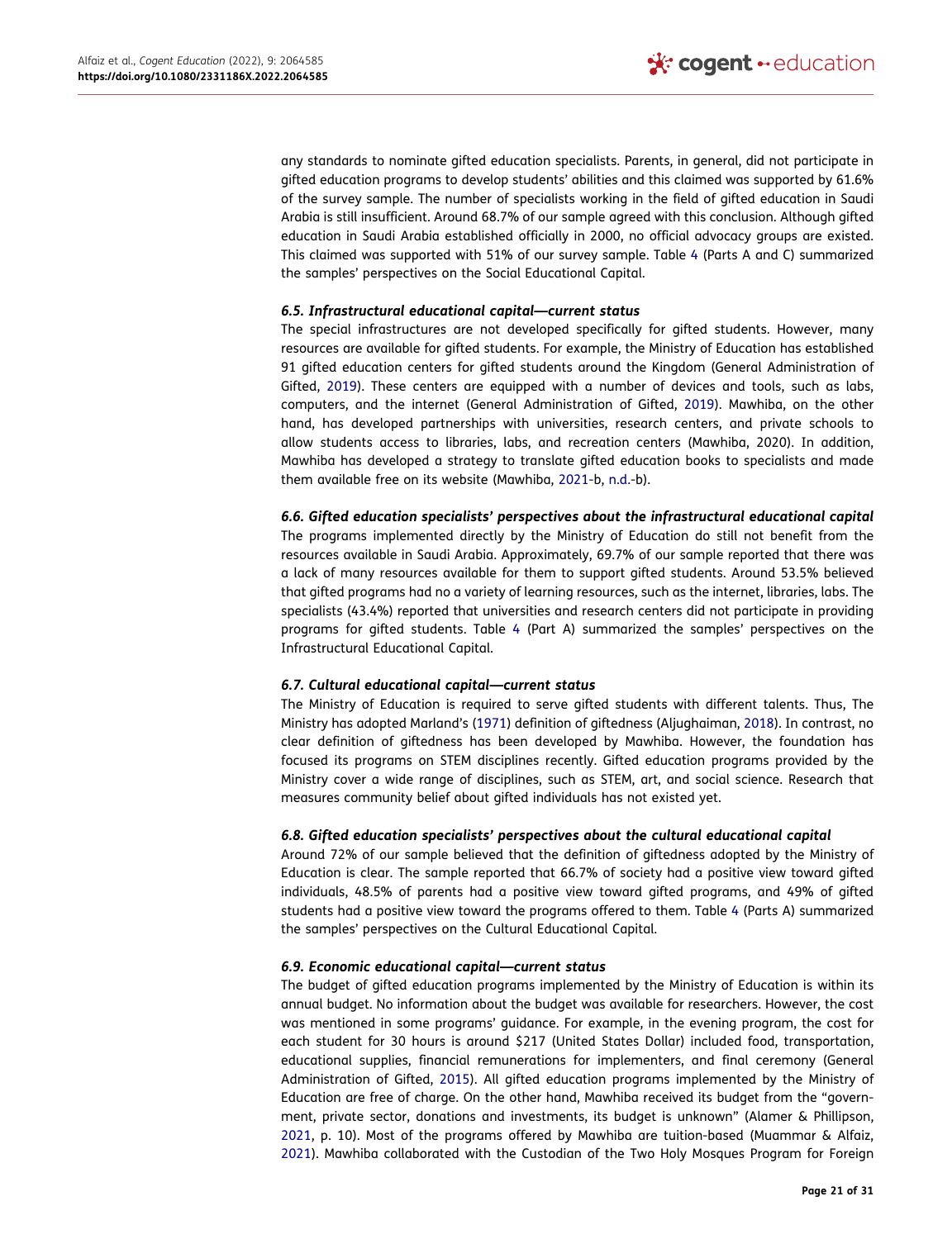any standards to nominate gifted education specialists. Parents, in general, did not participate in gifted education programs to develop students' abilities and this claimed was supported by 61.6% of the survey sample. The number of specialists working in the field of gifted education in Saudi Arabia is still insufficient. Around 68.7% of our sample agreed with this conclusion. Although gifted education in Saudi Arabia established officially in 2000, no official advocacy groups are existed. This claimed was supported with 51% of our survey sample. Table 4 (Parts A and C) summarized the samples' perspectives on the Social Educational Capital.

### 6.5. Infrastructural educational capital—current status

The special infrastructures are not developed specifically for gifted students. However, many resources are available for gifted students. For example, the Ministry of Education has established 91 gifted education centers for gifted students around the Kingdom (General Administration of Gifted, 2019). These centers are equipped with a number of devices and tools, such as labs, computers, and the internet (General Administration of Gifted, 2019). Mawhiba, on the other hand, has developed partnerships with universities, research centers, and private schools to allow students access to libraries, labs, and recreation centers (Mawhiba, 2020). In addition, Mawhiba has developed a strategy to translate gifted education books to specialists and made them available free on its website (Mawhiba, 2021-b, n.d.-b).

### 6.6. Gifted education specialists' perspectives about the infrastructural educational capital

The programs implemented directly by the Ministry of Education do still not benefit from the resources available in Saudi Arabia. Approximately, 69.7% of our sample reported that there was a lack of many resources available for them to support gifted students. Around 53.5% believed that gifted programs had no a variety of learning resources, such as the internet, libraries, labs. The specialists (43.4%) reported that universities and research centers did not participate in providing programs for gifted students. Table 4 (Part A) summarized the samples' perspectives on the Infrastructural Educational Capital.

### 6.7. Cultural educational capital—current status

The Ministry of Education is required to serve gifted students with different talents. Thus, The Ministry has adopted Marland's (1971) definition of giftedness (Aljughaiman, 2018). In contrast, no clear definition of giftedness has been developed by Mawhiba. However, the foundation has focused its programs on STEM disciplines recently. Gifted education programs provided by the Ministry cover a wide range of disciplines, such as STEM, art, and social science. Research that measures community belief about gifted individuals has not existed yet.

### 6.8. Gifted education specialists' perspectives about the cultural educational capital

Around 72% of our sample believed that the definition of giftedness adopted by the Ministry of Education is clear. The sample reported that 66.7% of society had a positive view toward gifted individuals, 48.5% of parents had a positive view toward gifted programs, and 49% of gifted students had a positive view toward the programs offered to them. Table 4 (Parts A) summarized the samples' perspectives on the Cultural Educational Capital.

### 6.9. Economic educational capital—current status

The budget of gifted education programs implemented by the Ministry of Education is within its annual budget. No information about the budget was available for researchers. However, the cost was mentioned in some programs' guidance. For example, in the evening program, the cost for each student for 30 hours is around $217 (United States Dollar) included food, transportation, educational supplies, financial remunerations for implementers, and final ceremony (General Administration of Gifted, 2015). All gifted education programs implemented by the Ministry of Education are free of charge. On the other hand, Mawhiba received its budget from the "government, private sector, donations and investments, its budget is unknown" (Alamer & Phillipson, 2021, p. 10). Most of the programs offered by Mawhiba are tuition-based (Muammar & Alfaiz, 2021). Mawhiba collaborated with the Custodian of the Two Holy Mosques Program for Foreign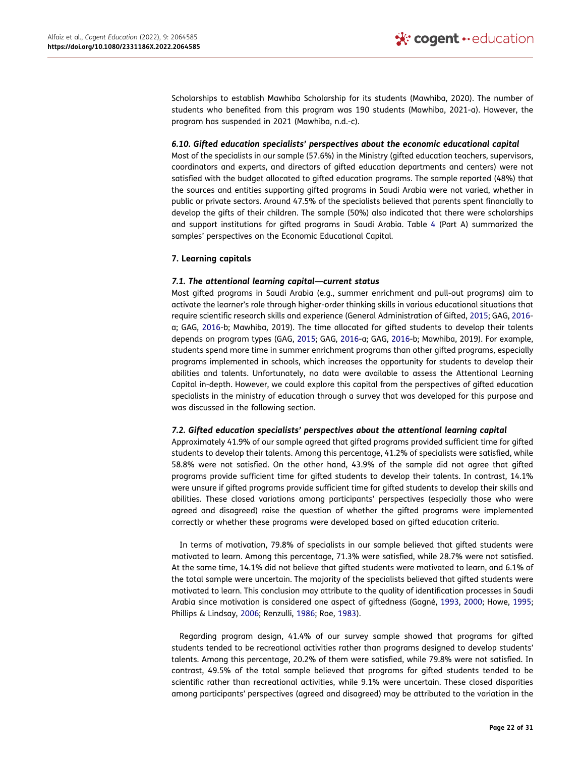Scholarships to establish Mawhiba Scholarship for its students (Mawhiba, 2020). The number of students who benefited from this program was 190 students (Mawhiba, 2021-a). However, the program has suspended in 2021 (Mawhiba, n.d.-c).

### *6.10. Gifted education specialists' perspectives about the economic educational capital*

Most of the specialists in our sample (57.6%) in the Ministry (gifted education teachers, supervisors, coordinators and experts, and directors of gifted education departments and centers) were not satisfied with the budget allocated to gifted education programs. The sample reported (48%) that the sources and entities supporting gifted programs in Saudi Arabia were not varied, whether in public or private sectors. Around 47.5% of the specialists believed that parents spent financially to develop the gifts of their children. The sample (50%) also indicated that there were scholarships and support institutions for gifted programs in Saudi Arabia. Table 4 (Part A) summarized the samples' perspectives on the Economic Educational Capital.

## 7. Learning capitals

### *7.1. The attentional learning capital—current status*

Most gifted programs in Saudi Arabia (e.g., summer enrichment and pull-out programs) aim to activate the learner's role through higher-order thinking skills in various educational situations that require scientific research skills and experience (General Administration of Gifted, 2015; GAG, 2016-a; GAG, 2016-b; Mawhiba, 2019). The time allocated for gifted students to develop their talents depends on program types (GAG, 2015; GAG, 2016-a; GAG, 2016-b; Mawhiba, 2019). For example, students spend more time in summer enrichment programs than other gifted programs, especially programs implemented in schools, which increases the opportunity for students to develop their abilities and talents. Unfortunately, no data were available to assess the Attentional Learning Capital in-depth. However, we could explore this capital from the perspectives of gifted education specialists in the ministry of education through a survey that was developed for this purpose and was discussed in the following section.

### *7.2. Gifted education specialists' perspectives about the attentional learning capital*

Approximately 41.9% of our sample agreed that gifted programs provided sufficient time for gifted students to develop their talents. Among this percentage, 41.2% of specialists were satisfied, while 58.8% were not satisfied. On the other hand, 43.9% of the sample did not agree that gifted programs provide sufficient time for gifted students to develop their talents. In contrast, 14.1% were unsure if gifted programs provide sufficient time for gifted students to develop their skills and abilities. These closed variations among participants' perspectives (especially those who were agreed and disagreed) raise the question of whether the gifted programs were implemented correctly or whether these programs were developed based on gifted education criteria.

In terms of motivation, 79.8% of specialists in our sample believed that gifted students were motivated to learn. Among this percentage, 71.3% were satisfied, while 28.7% were not satisfied. At the same time, 14.1% did not believe that gifted students were motivated to learn, and 6.1% of the total sample were uncertain. The majority of the specialists believed that gifted students were motivated to learn. This conclusion may attribute to the quality of identification processes in Saudi Arabia since motivation is considered one aspect of giftedness (Gagné, 1993, 2000; Howe, 1995; Phillips & Lindsay, 2006; Renzulli, 1986; Roe, 1983).

Regarding program design, 41.4% of our survey sample showed that programs for gifted students tended to be recreational activities rather than programs designed to develop students' talents. Among this percentage, 20.2% of them were satisfied, while 79.8% were not satisfied. In contrast, 49.5% of the total sample believed that programs for gifted students tended to be scientific rather than recreational activities, while 9.1% were uncertain. These closed disparities among participants' perspectives (agreed and disagreed) may be attributed to the variation in the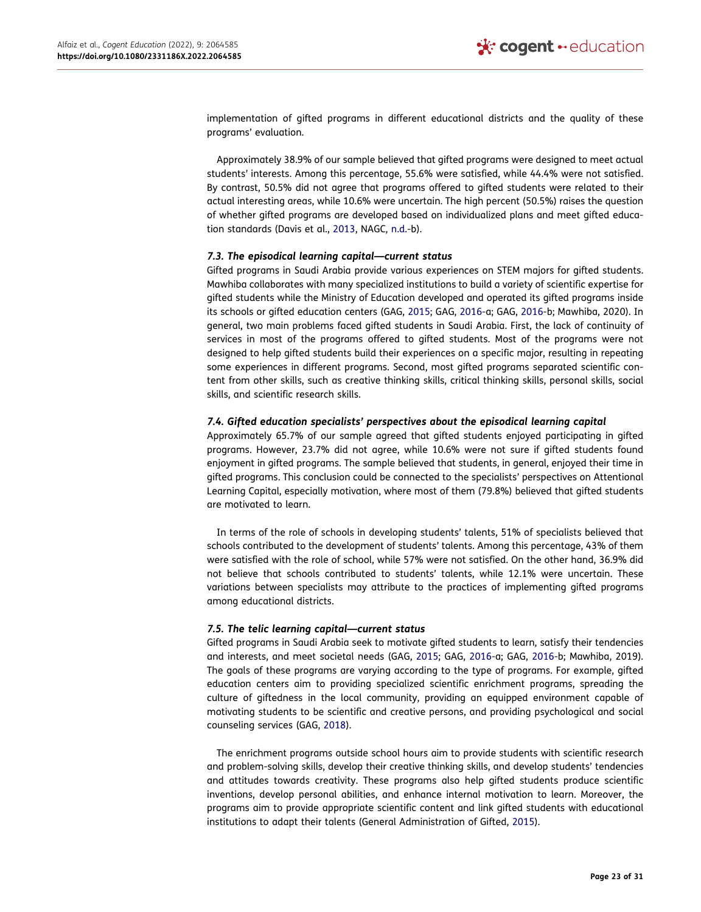implementation of gifted programs in different educational districts and the quality of these programs' evaluation.

Approximately 38.9% of our sample believed that gifted programs were designed to meet actual students' interests. Among this percentage, 55.6% were satisfied, while 44.4% were not satisfied. By contrast, 50.5% did not agree that programs offered to gifted students were related to their actual interesting areas, while 10.6% were uncertain. The high percent (50.5%) raises the question of whether gifted programs are developed based on individualized plans and meet gifted education standards (Davis et al., 2013, NAGC, n.d.-b).

### *7.3. The episodical learning capital—current status*

Gifted programs in Saudi Arabia provide various experiences on STEM majors for gifted students. Mawhiba collaborates with many specialized institutions to build a variety of scientific expertise for gifted students while the Ministry of Education developed and operated its gifted programs inside its schools or gifted education centers (GAG, 2015; GAG, 2016-a; GAG, 2016-b; Mawhiba, 2020). In general, two main problems faced gifted students in Saudi Arabia. First, the lack of continuity of services in most of the programs offered to gifted students. Most of the programs were not designed to help gifted students build their experiences on a specific major, resulting in repeating some experiences in different programs. Second, most gifted programs separated scientific content from other skills, such as creative thinking skills, critical thinking skills, personal skills, social skills, and scientific research skills.

### *7.4. Gifted education specialists' perspectives about the episodical learning capital*

Approximately 65.7% of our sample agreed that gifted students enjoyed participating in gifted programs. However, 23.7% did not agree, while 10.6% were not sure if gifted students found enjoyment in gifted programs. The sample believed that students, in general, enjoyed their time in gifted programs. This conclusion could be connected to the specialists' perspectives on Attentional Learning Capital, especially motivation, where most of them (79.8%) believed that gifted students are motivated to learn.

In terms of the role of schools in developing students' talents, 51% of specialists believed that schools contributed to the development of students' talents. Among this percentage, 43% of them were satisfied with the role of school, while 57% were not satisfied. On the other hand, 36.9% did not believe that schools contributed to students' talents, while 12.1% were uncertain. These variations between specialists may attribute to the practices of implementing gifted programs among educational districts.

### *7.5. The telic learning capital—current status*

Gifted programs in Saudi Arabia seek to motivate gifted students to learn, satisfy their tendencies and interests, and meet societal needs (GAG, 2015; GAG, 2016-a; GAG, 2016-b; Mawhiba, 2019). The goals of these programs are varying according to the type of programs. For example, gifted education centers aim to providing specialized scientific enrichment programs, spreading the culture of giftedness in the local community, providing an equipped environment capable of motivating students to be scientific and creative persons, and providing psychological and social counseling services (GAG, 2018).

The enrichment programs outside school hours aim to provide students with scientific research and problem-solving skills, develop their creative thinking skills, and develop students' tendencies and attitudes towards creativity. These programs also help gifted students produce scientific inventions, develop personal abilities, and enhance internal motivation to learn. Moreover, the programs aim to provide appropriate scientific content and link gifted students with educational institutions to adapt their talents (General Administration of Gifted, 2015).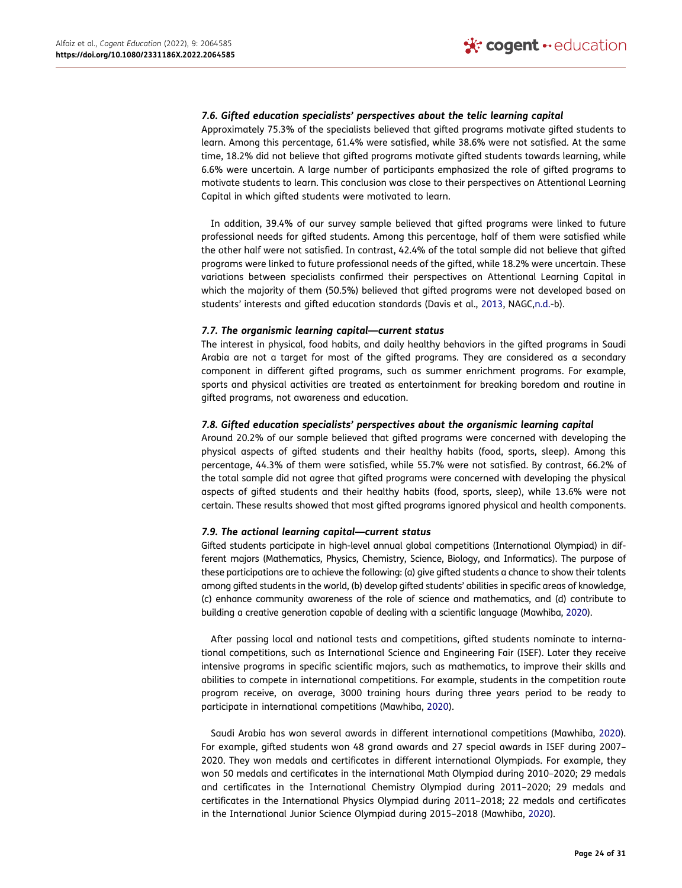### *7.6. Gifted education specialists' perspectives about the telic learning capital*

Approximately 75.3% of the specialists believed that gifted programs motivate gifted students to learn. Among this percentage, 61.4% were satisfied, while 38.6% were not satisfied. At the same time, 18.2% did not believe that gifted programs motivate gifted students towards learning, while 6.6% were uncertain. A large number of participants emphasized the role of gifted programs to motivate students to learn. This conclusion was close to their perspectives on Attentional Learning Capital in which gifted students were motivated to learn.

In addition, 39.4% of our survey sample believed that gifted programs were linked to future professional needs for gifted students. Among this percentage, half of them were satisfied while the other half were not satisfied. In contrast, 42.4% of the total sample did not believe that gifted programs were linked to future professional needs of the gifted, while 18.2% were uncertain. These variations between specialists confirmed their perspectives on Attentional Learning Capital in which the majority of them (50.5%) believed that gifted programs were not developed based on students' interests and gifted education standards (Davis et al., 2013, NAGC,n.d.-b).

### *7.7. The organismic learning capital—current status*

The interest in physical, food habits, and daily healthy behaviors in the gifted programs in Saudi Arabia are not a target for most of the gifted programs. They are considered as a secondary component in different gifted programs, such as summer enrichment programs. For example, sports and physical activities are treated as entertainment for breaking boredom and routine in gifted programs, not awareness and education.

### *7.8. Gifted education specialists' perspectives about the organismic learning capital*

Around 20.2% of our sample believed that gifted programs were concerned with developing the physical aspects of gifted students and their healthy habits (food, sports, sleep). Among this percentage, 44.3% of them were satisfied, while 55.7% were not satisfied. By contrast, 66.2% of the total sample did not agree that gifted programs were concerned with developing the physical aspects of gifted students and their healthy habits (food, sports, sleep), while 13.6% were not certain. These results showed that most gifted programs ignored physical and health components.

### *7.9. The actional learning capital—current status*

Gifted students participate in high-level annual global competitions (International Olympiad) in different majors (Mathematics, Physics, Chemistry, Science, Biology, and Informatics). The purpose of these participations are to achieve the following: (a) give gifted students a chance to show their talents among gifted students in the world, (b) develop gifted students' abilities in specific areas of knowledge, (c) enhance community awareness of the role of science and mathematics, and (d) contribute to building a creative generation capable of dealing with a scientific language (Mawhiba, 2020).

After passing local and national tests and competitions, gifted students nominate to international competitions, such as International Science and Engineering Fair (ISEF). Later they receive intensive programs in specific scientific majors, such as mathematics, to improve their skills and abilities to compete in international competitions. For example, students in the competition route program receive, on average, 3000 training hours during three years period to be ready to participate in international competitions (Mawhiba, 2020).

Saudi Arabia has won several awards in different international competitions (Mawhiba, 2020). For example, gifted students won 48 grand awards and 27 special awards in ISEF during 2007–2020. They won medals and certificates in different international Olympiads. For example, they won 50 medals and certificates in the international Math Olympiad during 2010–2020; 29 medals and certificates in the International Chemistry Olympiad during 2011–2020; 29 medals and certificates in the International Physics Olympiad during 2011–2018; 22 medals and certificates in the International Junior Science Olympiad during 2015–2018 (Mawhiba, 2020).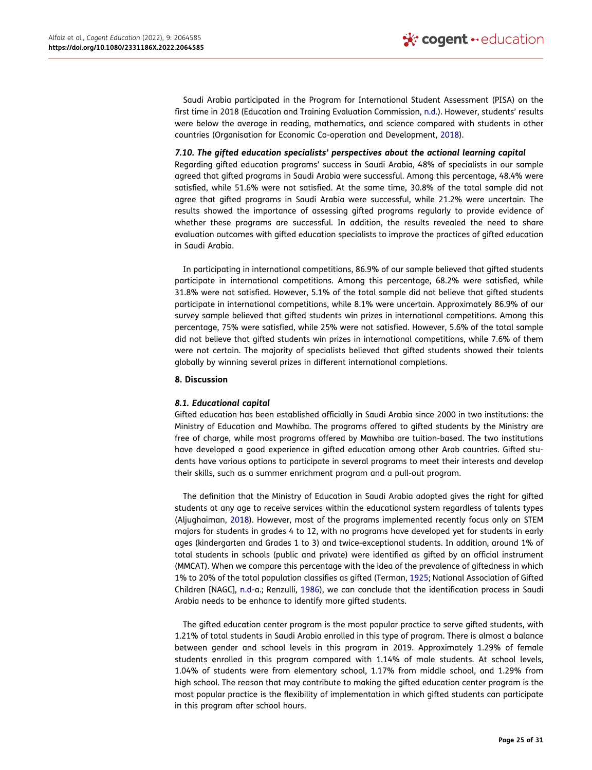Saudi Arabia participated in the Program for International Student Assessment (PISA) on the first time in 2018 (Education and Training Evaluation Commission, n.d.). However, students' results were below the average in reading, mathematics, and science compared with students in other countries (Organisation for Economic Co-operation and Development, 2018).

### *7.10. The gifted education specialists' perspectives about the actional learning capital*

Regarding gifted education programs' success in Saudi Arabia, 48% of specialists in our sample agreed that gifted programs in Saudi Arabia were successful. Among this percentage, 48.4% were satisfied, while 51.6% were not satisfied. At the same time, 30.8% of the total sample did not agree that gifted programs in Saudi Arabia were successful, while 21.2% were uncertain. The results showed the importance of assessing gifted programs regularly to provide evidence of whether these programs are successful. In addition, the results revealed the need to share evaluation outcomes with gifted education specialists to improve the practices of gifted education in Saudi Arabia.

In participating in international competitions, 86.9% of our sample believed that gifted students participate in international competitions. Among this percentage, 68.2% were satisfied, while 31.8% were not satisfied. However, 5.1% of the total sample did not believe that gifted students participate in international competitions, while 8.1% were uncertain. Approximately 86.9% of our survey sample believed that gifted students win prizes in international competitions. Among this percentage, 75% were satisfied, while 25% were not satisfied. However, 5.6% of the total sample did not believe that gifted students win prizes in international competitions, while 7.6% of them were not certain. The majority of specialists believed that gifted students showed their talents globally by winning several prizes in different international completions.

## 8. Discussion

### *8.1. Educational capital*

Gifted education has been established officially in Saudi Arabia since 2000 in two institutions: the Ministry of Education and Mawhiba. The programs offered to gifted students by the Ministry are free of charge, while most programs offered by Mawhiba are tuition-based. The two institutions have developed a good experience in gifted education among other Arab countries. Gifted students have various options to participate in several programs to meet their interests and develop their skills, such as a summer enrichment program and a pull-out program.

The definition that the Ministry of Education in Saudi Arabia adopted gives the right for gifted students at any age to receive services within the educational system regardless of talents types (Aljughaiman, 2018). However, most of the programs implemented recently focus only on STEM majors for students in grades 4 to 12, with no programs have developed yet for students in early ages (kindergarten and Grades 1 to 3) and twice-exceptional students. In addition, around 1% of total students in schools (public and private) were identified as gifted by an official instrument (MMCAT). When we compare this percentage with the idea of the prevalence of giftedness in which 1% to 20% of the total population classifies as gifted (Terman, 1925; National Association of Gifted Children [NAGC], n.d-a.; Renzulli, 1986), we can conclude that the identification process in Saudi Arabia needs to be enhance to identify more gifted students.

The gifted education center program is the most popular practice to serve gifted students, with 1.21% of total students in Saudi Arabia enrolled in this type of program. There is almost a balance between gender and school levels in this program in 2019. Approximately 1.29% of female students enrolled in this program compared with 1.14% of male students. At school levels, 1.04% of students were from elementary school, 1.17% from middle school, and 1.29% from high school. The reason that may contribute to making the gifted education center program is the most popular practice is the flexibility of implementation in which gifted students can participate in this program after school hours.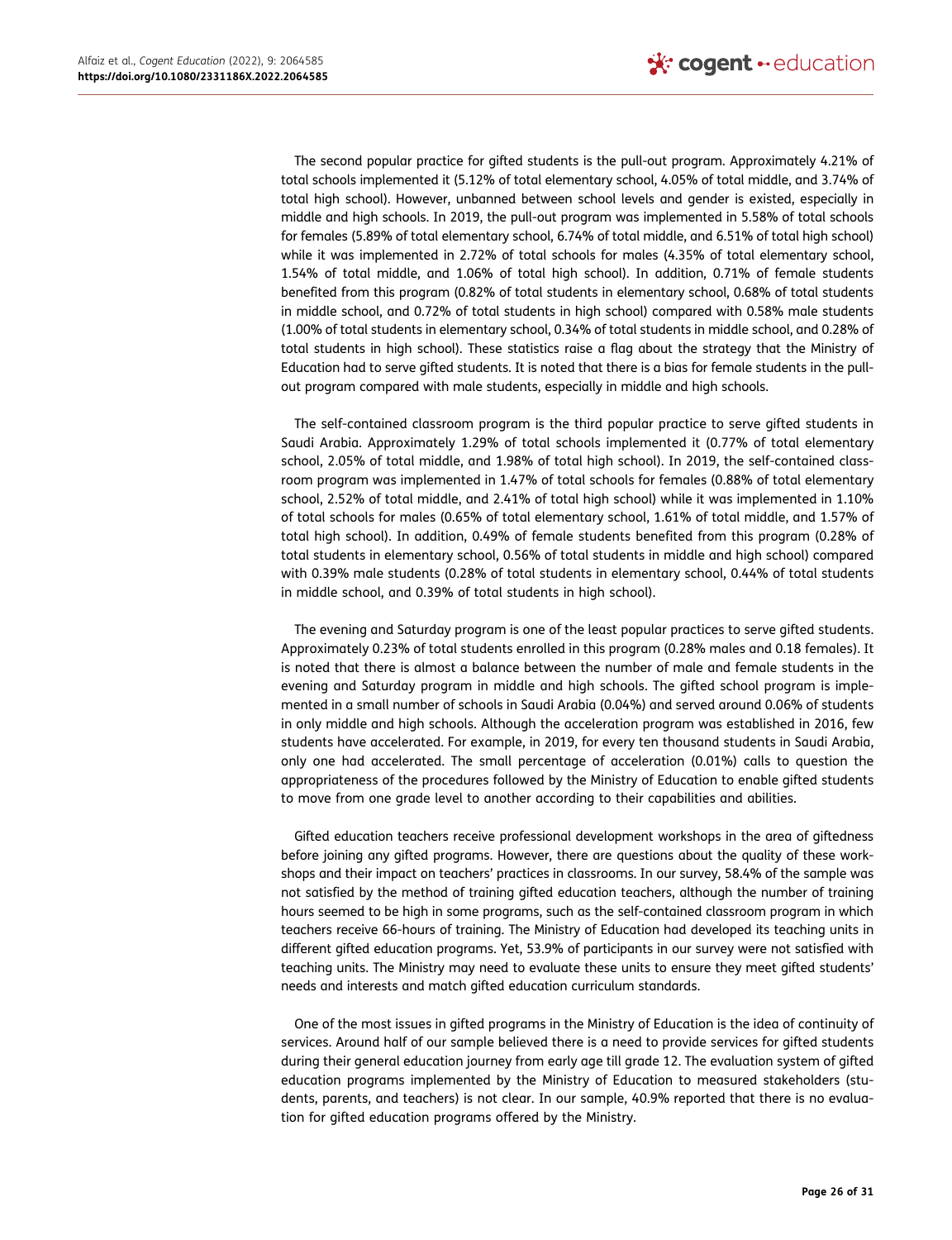The second popular practice for gifted students is the pull-out program. Approximately 4.21% of total schools implemented it (5.12% of total elementary school, 4.05% of total middle, and 3.74% of total high school). However, unbanned between school levels and gender is existed, especially in middle and high schools. In 2019, the pull-out program was implemented in 5.58% of total schools for females (5.89% of total elementary school, 6.74% of total middle, and 6.51% of total high school) while it was implemented in 2.72% of total schools for males (4.35% of total elementary school, 1.54% of total middle, and 1.06% of total high school). In addition, 0.71% of female students benefited from this program (0.82% of total students in elementary school, 0.68% of total students in middle school, and 0.72% of total students in high school) compared with 0.58% male students (1.00% of total students in elementary school, 0.34% of total students in middle school, and 0.28% of total students in high school). These statistics raise a flag about the strategy that the Ministry of Education had to serve gifted students. It is noted that there is a bias for female students in the pull-out program compared with male students, especially in middle and high schools.

The self-contained classroom program is the third popular practice to serve gifted students in Saudi Arabia. Approximately 1.29% of total schools implemented it (0.77% of total elementary school, 2.05% of total middle, and 1.98% of total high school). In 2019, the self-contained classroom program was implemented in 1.47% of total schools for females (0.88% of total elementary school, 2.52% of total middle, and 2.41% of total high school) while it was implemented in 1.10% of total schools for males (0.65% of total elementary school, 1.61% of total middle, and 1.57% of total high school). In addition, 0.49% of female students benefited from this program (0.28% of total students in elementary school, 0.56% of total students in middle and high school) compared with 0.39% male students (0.28% of total students in elementary school, 0.44% of total students in middle school, and 0.39% of total students in high school).

The evening and Saturday program is one of the least popular practices to serve gifted students. Approximately 0.23% of total students enrolled in this program (0.28% males and 0.18 females). It is noted that there is almost a balance between the number of male and female students in the evening and Saturday program in middle and high schools. The gifted school program is implemented in a small number of schools in Saudi Arabia (0.04%) and served around 0.06% of students in only middle and high schools. Although the acceleration program was established in 2016, few students have accelerated. For example, in 2019, for every ten thousand students in Saudi Arabia, only one had accelerated. The small percentage of acceleration (0.01%) calls to question the appropriateness of the procedures followed by the Ministry of Education to enable gifted students to move from one grade level to another according to their capabilities and abilities.

Gifted education teachers receive professional development workshops in the area of giftedness before joining any gifted programs. However, there are questions about the quality of these workshops and their impact on teachers' practices in classrooms. In our survey, 58.4% of the sample was not satisfied by the method of training gifted education teachers, although the number of training hours seemed to be high in some programs, such as the self-contained classroom program in which teachers receive 66-hours of training. The Ministry of Education had developed its teaching units in different gifted education programs. Yet, 53.9% of participants in our survey were not satisfied with teaching units. The Ministry may need to evaluate these units to ensure they meet gifted students' needs and interests and match gifted education curriculum standards.

One of the most issues in gifted programs in the Ministry of Education is the idea of continuity of services. Around half of our sample believed there is a need to provide services for gifted students during their general education journey from early age till grade 12. The evaluation system of gifted education programs implemented by the Ministry of Education to measured stakeholders (students, parents, and teachers) is not clear. In our sample, 40.9% reported that there is no evaluation for gifted education programs offered by the Ministry.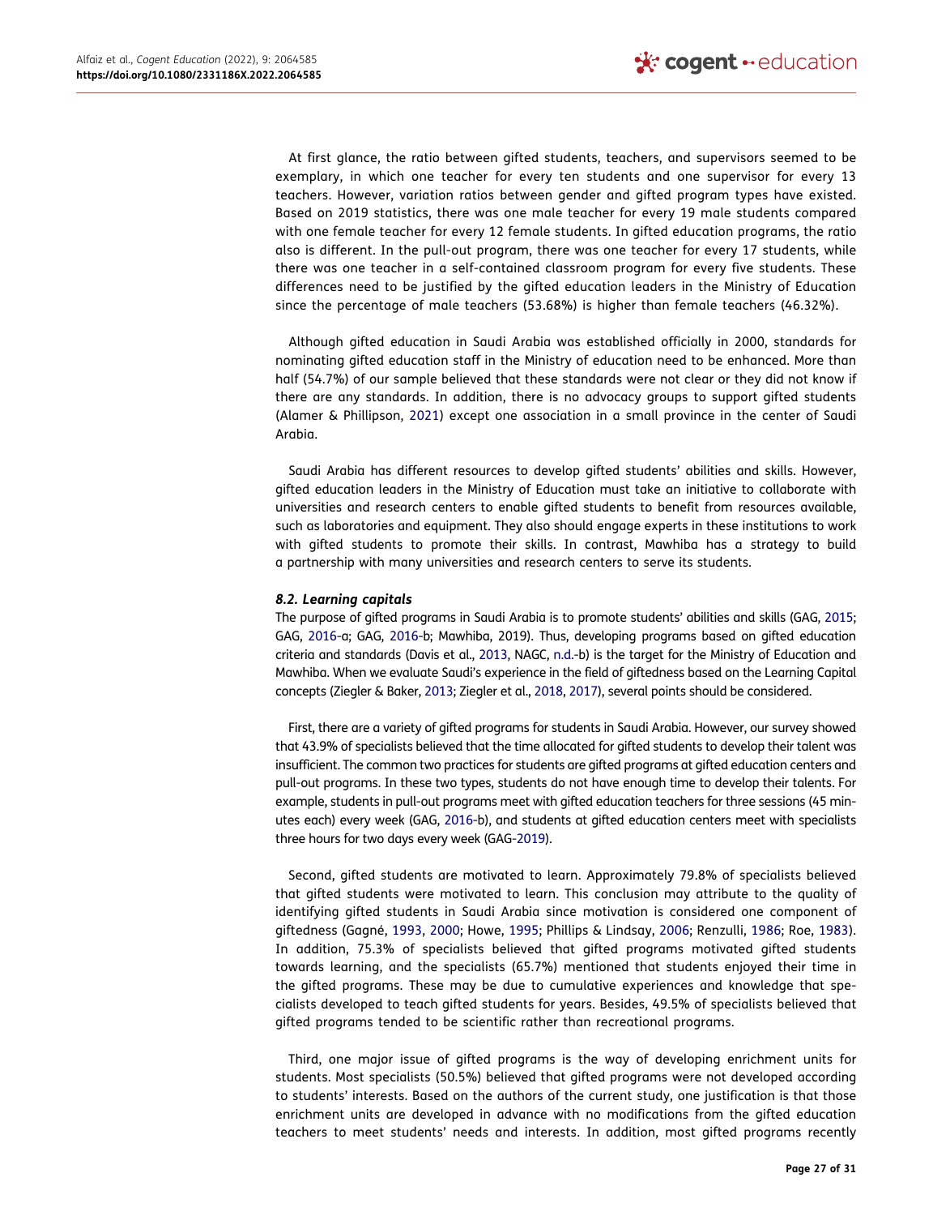At first glance, the ratio between gifted students, teachers, and supervisors seemed to be exemplary, in which one teacher for every ten students and one supervisor for every 13 teachers. However, variation ratios between gender and gifted program types have existed. Based on 2019 statistics, there was one male teacher for every 19 male students compared with one female teacher for every 12 female students. In gifted education programs, the ratio also is different. In the pull-out program, there was one teacher for every 17 students, while there was one teacher in a self-contained classroom program for every five students. These differences need to be justified by the gifted education leaders in the Ministry of Education since the percentage of male teachers (53.68%) is higher than female teachers (46.32%).

Although gifted education in Saudi Arabia was established officially in 2000, standards for nominating gifted education staff in the Ministry of education need to be enhanced. More than half (54.7%) of our sample believed that these standards were not clear or they did not know if there are any standards. In addition, there is no advocacy groups to support gifted students (Alamer & Phillipson, 2021) except one association in a small province in the center of Saudi Arabia.

Saudi Arabia has different resources to develop gifted students' abilities and skills. However, gifted education leaders in the Ministry of Education must take an initiative to collaborate with universities and research centers to enable gifted students to benefit from resources available, such as laboratories and equipment. They also should engage experts in these institutions to work with gifted students to promote their skills. In contrast, Mawhiba has a strategy to build a partnership with many universities and research centers to serve its students.

### *8.2. Learning capitals*

The purpose of gifted programs in Saudi Arabia is to promote students' abilities and skills (GAG, 2015; GAG, 2016-a; GAG, 2016-b; Mawhiba, 2019). Thus, developing programs based on gifted education criteria and standards (Davis et al., 2013, NAGC, n.d.-b) is the target for the Ministry of Education and Mawhiba. When we evaluate Saudi's experience in the field of giftedness based on the Learning Capital concepts (Ziegler & Baker, 2013; Ziegler et al., 2018, 2017), several points should be considered.

First, there are a variety of gifted programs for students in Saudi Arabia. However, our survey showed that 43.9% of specialists believed that the time allocated for gifted students to develop their talent was insufficient. The common two practices for students are gifted programs at gifted education centers and pull-out programs. In these two types, students do not have enough time to develop their talents. For example, students in pull-out programs meet with gifted education teachers for three sessions (45 minutes each) every week (GAG, 2016-b), and students at gifted education centers meet with specialists three hours for two days every week (GAG-2019).

Second, gifted students are motivated to learn. Approximately 79.8% of specialists believed that gifted students were motivated to learn. This conclusion may attribute to the quality of identifying gifted students in Saudi Arabia since motivation is considered one component of giftedness (Gagné, 1993, 2000; Howe, 1995; Phillips & Lindsay, 2006; Renzulli, 1986; Roe, 1983). In addition, 75.3% of specialists believed that gifted programs motivated gifted students towards learning, and the specialists (65.7%) mentioned that students enjoyed their time in the gifted programs. These may be due to cumulative experiences and knowledge that specialists developed to teach gifted students for years. Besides, 49.5% of specialists believed that gifted programs tended to be scientific rather than recreational programs.

Third, one major issue of gifted programs is the way of developing enrichment units for students. Most specialists (50.5%) believed that gifted programs were not developed according to students' interests. Based on the authors of the current study, one justification is that those enrichment units are developed in advance with no modifications from the gifted education teachers to meet students' needs and interests. In addition, most gifted programs recently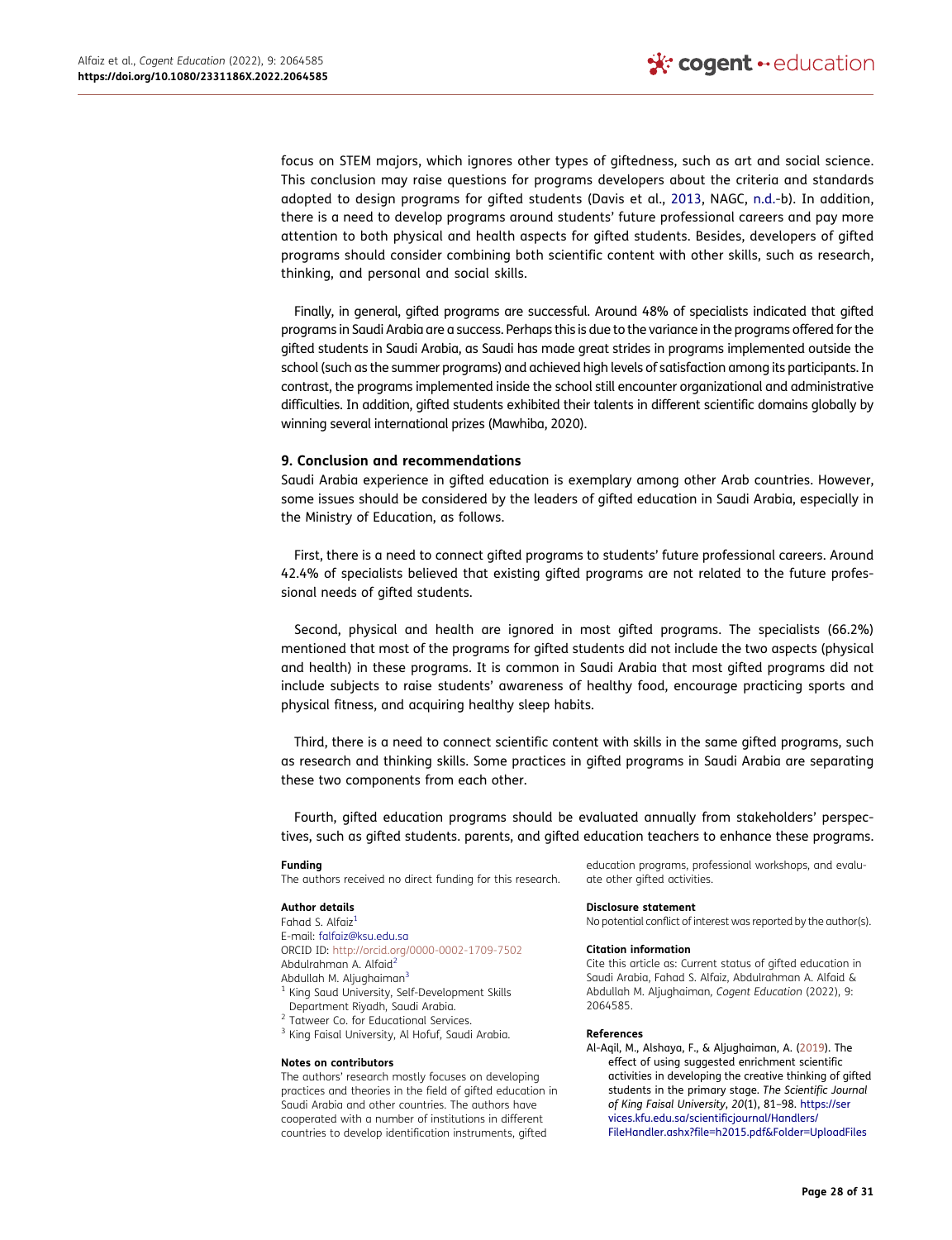focus on STEM majors, which ignores other types of giftedness, such as art and social science. This conclusion may raise questions for programs developers about the criteria and standards adopted to design programs for gifted students (Davis et al., 2013, NAGC, n.d.-b). In addition, there is a need to develop programs around students' future professional careers and pay more attention to both physical and health aspects for gifted students. Besides, developers of gifted programs should consider combining both scientific content with other skills, such as research, thinking, and personal and social skills.

Finally, in general, gifted programs are successful. Around 48% of specialists indicated that gifted programs in Saudi Arabia are a success. Perhaps this is due to the variance in the programs offered for the gifted students in Saudi Arabia, as Saudi has made great strides in programs implemented outside the school (such as the summer programs) and achieved high levels of satisfaction among its participants. In contrast, the programs implemented inside the school still encounter organizational and administrative difficulties. In addition, gifted students exhibited their talents in different scientific domains globally by winning several international prizes (Mawhiba, 2020).

## 9. Conclusion and recommendations

Saudi Arabia experience in gifted education is exemplary among other Arab countries. However, some issues should be considered by the leaders of gifted education in Saudi Arabia, especially in the Ministry of Education, as follows.

First, there is a need to connect gifted programs to students' future professional careers. Around 42.4% of specialists believed that existing gifted programs are not related to the future professional needs of gifted students.

Second, physical and health are ignored in most gifted programs. The specialists (66.2%) mentioned that most of the programs for gifted students did not include the two aspects (physical and health) in these programs. It is common in Saudi Arabia that most gifted programs did not include subjects to raise students' awareness of healthy food, encourage practicing sports and physical fitness, and acquiring healthy sleep habits.

Third, there is a need to connect scientific content with skills in the same gifted programs, such as research and thinking skills. Some practices in gifted programs in Saudi Arabia are separating these two components from each other.

Fourth, gifted education programs should be evaluated annually from stakeholders' perspectives, such as gifted students. parents, and gifted education teachers to enhance these programs.

**Funding**
The authors received no direct funding for this research.

**Author details**
Fahad S. Alfaiz[1]
E-mail: falfaiz@ksu.edu.sa
ORCID ID: http://orcid.org/0000-0002-1709-7502
Abdulrahman A. Alfaid[2]
Abdullah M. Aljughaiman[3]
[1] King Saud University, Self-Development Skills Department Riyadh, Saudi Arabia.
[2] Tatweer Co. for Educational Services.
[3] King Faisal University, Al Hofuf, Saudi Arabia.

**Notes on contributors**
The authors' research mostly focuses on developing practices and theories in the field of gifted education in Saudi Arabia and other countries. The authors have cooperated with a number of institutions in different countries to develop identification instruments, gifted education programs, professional workshops, and evaluate other gifted activities.

**Disclosure statement**
No potential conflict of interest was reported by the author(s).

**Citation information**
Cite this article as: Current status of gifted education in Saudi Arabia, Fahad S. Alfaiz, Abdulrahman A. Alfaid & Abdullah M. Aljughaiman, *Cogent Education* (2022), 9: 2064585.

**References**

Al-Aqil, M., Alshaya, F., & Aljughaiman, A. (2019). The effect of using suggested enrichment scientific activities in developing the creative thinking of gifted students in the primary stage. *The Scientific Journal of King Faisal University*, *20*(1), 81–98. https://services.kfu.edu.sa/scientificjournal/Handlers/FileHandler.ashx?file=h2015.pdf&Folder=UploadFiles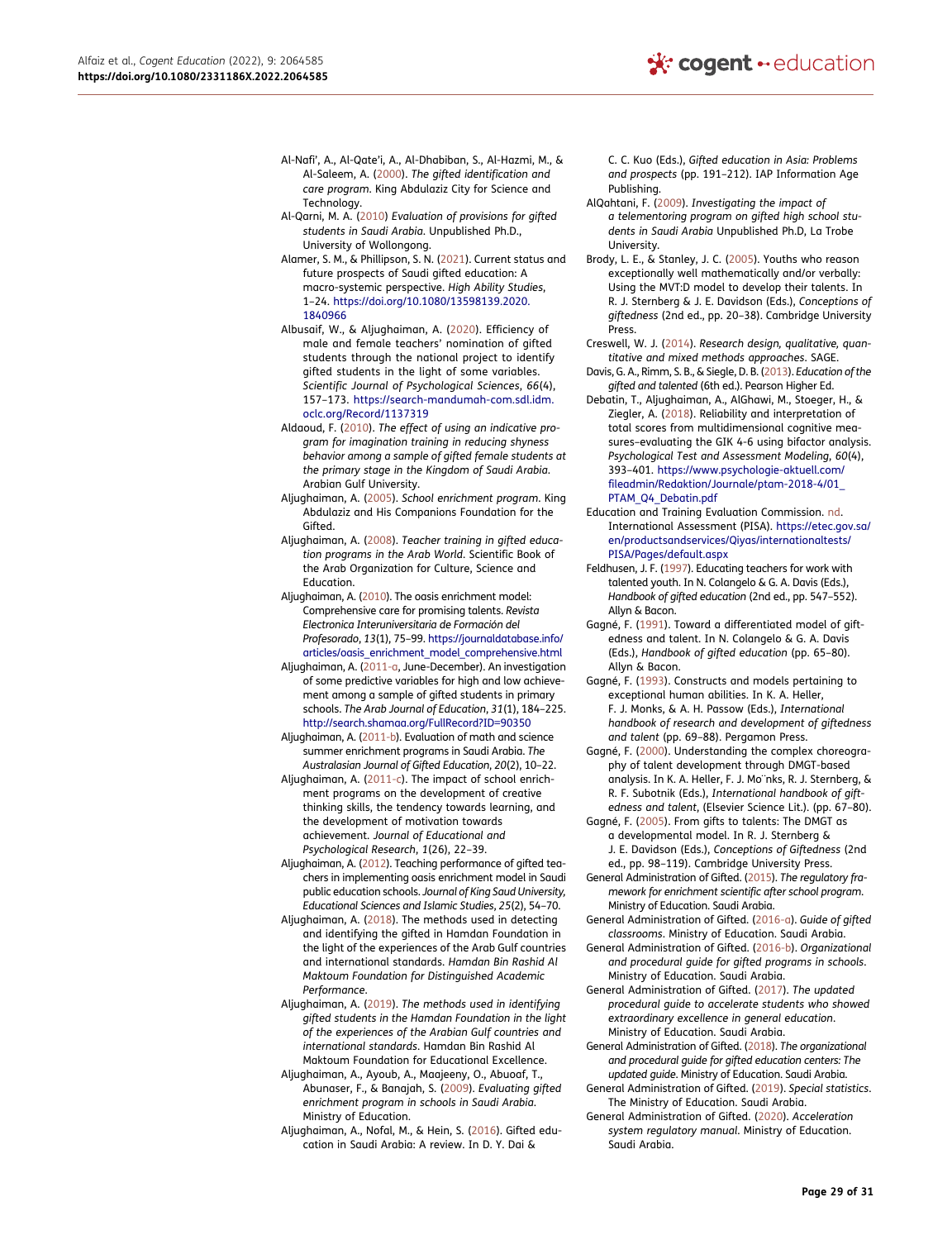Al-Nafi', A., Al-Qate'i, A., Al-Dhabiban, S., Al-Hazmi, M., & Al-Saleem, A. (2000). *The gifted identification and care program*. King Abdulaziz City for Science and Technology.

Al-Qarni, M. A. (2010) *Evaluation of provisions for gifted students in Saudi Arabia*. Unpublished Ph.D., University of Wollongong.

Alamer, S. M., & Phillipson, S. N. (2021). Current status and future prospects of Saudi gifted education: A macro-systemic perspective. *High Ability Studies*, 1–24. https://doi.org/10.1080/13598139.2020.1840966

Albusaif, W., & Aljughaiman, A. (2020). Efficiency of male and female teachers' nomination of gifted students through the national project to identify gifted students in the light of some variables. *Scientific Journal of Psychological Sciences*, *66*(4), 157–173. https://search-mandumah-com.sdl.idm.oclc.org/Record/1137319

Aldaoud, F. (2010). *The effect of using an indicative program for imagination training in reducing shyness behavior among a sample of gifted female students at the primary stage in the Kingdom of Saudi Arabia*. Arabian Gulf University.

Aljughaiman, A. (2005). *School enrichment program*. King Abdulaziz and His Companions Foundation for the Gifted.

Aljughaiman, A. (2008). *Teacher training in gifted education programs in the Arab World*. Scientific Book of the Arab Organization for Culture, Science and Education.

Aljughaiman, A. (2010). The oasis enrichment model: Comprehensive care for promising talents. *Revista Electronica Interuniversitaria de Formación del Profesorado*, *13*(1), 75–99. https://journaldatabase.info/articles/oasis_enrichment_model_comprehensive.html

Aljughaiman, A. (2011-a, June-December). An investigation of some predictive variables for high and low achievement among a sample of gifted students in primary schools. *The Arab Journal of Education*, *31*(1), 184–225. http://search.shamaa.org/FullRecord?ID=90350

Aljughaiman, A. (2011-b). Evaluation of math and science summer enrichment programs in Saudi Arabia. *The Australasian Journal of Gifted Education*, *20*(2), 10–22.

Aljughaiman, A. (2011-c). The impact of school enrichment programs on the development of creative thinking skills, the tendency towards learning, and the development of motivation towards achievement. *Journal of Educational and Psychological Research*, *1*(26), 22–39.

Aljughaiman, A. (2012). Teaching performance of gifted teachers in implementing oasis enrichment model in Saudi public education schools. *Journal of King Saud University, Educational Sciences and Islamic Studies*, *25*(2), 54–70.

Aljughaiman, A. (2018). The methods used in detecting and identifying the gifted in Hamdan Foundation in the light of the experiences of the Arab Gulf countries and international standards. *Hamdan Bin Rashid Al Maktoum Foundation for Distinguished Academic Performance*.

Aljughaiman, A. (2019). *The methods used in identifying gifted students in the Hamdan Foundation in the light of the experiences of the Arabian Gulf countries and international standards*. Hamdan Bin Rashid Al Maktoum Foundation for Educational Excellence.

Aljughaiman, A., Ayoub, A., Maajeeny, O., Abuoaf, T., Abunaser, F., & Banajah, S. (2009). *Evaluating gifted enrichment program in schools in Saudi Arabia*. Ministry of Education.

Aljughaiman, A., Nofal, M., & Hein, S. (2016). Gifted education in Saudi Arabia: A review. In D. Y. Dai & C. C. Kuo (Eds.), *Gifted education in Asia: Problems and prospects* (pp. 191–212). IAP Information Age Publishing.

AlQahtani, F. (2009). *Investigating the impact of a telementoring program on gifted high school students in Saudi Arabia* Unpublished Ph.D, La Trobe University.

Brody, L. E., & Stanley, J. C. (2005). Youths who reason exceptionally well mathematically and/or verbally: Using the MVT:D model to develop their talents. In R. J. Sternberg & J. E. Davidson (Eds.), *Conceptions of giftedness* (2nd ed., pp. 20–38). Cambridge University Press.

Creswell, W. J. (2014). *Research design, qualitative, quantitative and mixed methods approaches*. SAGE.

Davis, G. A., Rimm, S. B., & Siegle, D. B. (2013). *Education of the gifted and talented* (6th ed.). Pearson Higher Ed.

Debatin, T., Aljughaiman, A., AlGhawi, M., Stoeger, H., & Ziegler, A. (2018). Reliability and interpretation of total scores from multidimensional cognitive measures–evaluating the GIK 4-6 using bifactor analysis. *Psychological Test and Assessment Modeling*, *60*(4), 393–401. https://www.psychologie-aktuell.com/fileadmin/Redaktion/Journale/ptam-2018-4/01_PTAM_Q4_Debatin.pdf

Education and Training Evaluation Commission. nd. International Assessment (PISA). https://etec.gov.sa/en/productsandservices/Qiyas/internationaltests/PISA/Pages/default.aspx

Feldhusen, J. F. (1997). Educating teachers for work with talented youth. In N. Colangelo & G. A. Davis (Eds.), *Handbook of gifted education* (2nd ed., pp. 547–552). Allyn & Bacon.

Gagné, F. (1991). Toward a differentiated model of giftedness and talent. In N. Colangelo & G. A. Davis (Eds.), *Handbook of gifted education* (pp. 65–80). Allyn & Bacon.

Gagné, F. (1993). Constructs and models pertaining to exceptional human abilities. In K. A. Heller, F. J. Monks, & A. H. Passow (Eds.), *International handbook of research and development of giftedness and talent* (pp. 69–88). Pergamon Press.

Gagné, F. (2000). Understanding the complex choreography of talent development through DMGT-based analysis. In K. A. Heller, F. J. Mo¨nks, R. J. Sternberg, & R. F. Subotnik (Eds.), *International handbook of giftedness and talent*, (Elsevier Science Lit.). (pp. 67–80).

Gagné, F. (2005). From gifts to talents: The DMGT as a developmental model. In R. J. Sternberg & J. E. Davidson (Eds.), *Conceptions of Giftedness* (2nd ed., pp. 98–119). Cambridge University Press.

General Administration of Gifted. (2015). *The regulatory framework for enrichment scientific after school program*. Ministry of Education. Saudi Arabia.

General Administration of Gifted. (2016-a). *Guide of gifted classrooms*. Ministry of Education. Saudi Arabia.

General Administration of Gifted. (2016-b). *Organizational and procedural guide for gifted programs in schools*. Ministry of Education. Saudi Arabia.

General Administration of Gifted. (2017). *The updated procedural guide to accelerate students who showed extraordinary excellence in general education*. Ministry of Education. Saudi Arabia.

General Administration of Gifted. (2018). *The organizational and procedural guide for gifted education centers: The updated guide*. Ministry of Education. Saudi Arabia.

General Administration of Gifted. (2019). *Special statistics*. The Ministry of Education. Saudi Arabia.

General Administration of Gifted. (2020). *Acceleration system regulatory manual*. Ministry of Education. Saudi Arabia.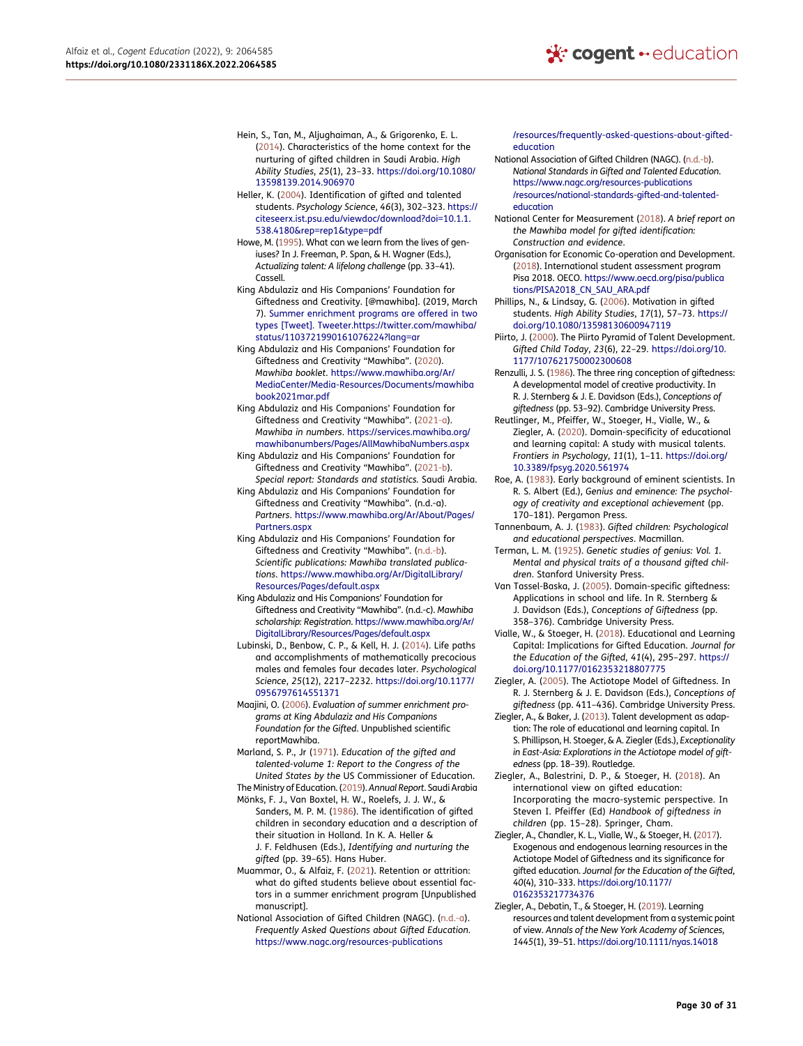Hein, S., Tan, M., Aljughaiman, A., & Grigorenko, E. L. (2014). Characteristics of the home context for the nurturing of gifted children in Saudi Arabia. *High Ability Studies*, *25*(1), 23–33. https://doi.org/10.1080/13598139.2014.906970

Heller, K. (2004). Identification of gifted and talented students. *Psychology Science*, *46*(3), 302–323. https://citeseerx.ist.psu.edu/viewdoc/download?doi=10.1.1.538.4180&rep=rep1&type=pdf

Howe, M. (1995). What can we learn from the lives of geniuses? In J. Freeman, P. Span, & H. Wagner (Eds.), *Actualizing talent: A lifelong challenge* (pp. 33–41). Cassell.

King Abdulaziz and His Companions' Foundation for Giftedness and Creativity. [@mawhiba]. (2019, March 7). Summer enrichment programs are offered in two types [Tweet]. Tweeter.https://twitter.com/mawhiba/status/1103721990161076224?lang=ar

King Abdulaziz and His Companions' Foundation for Giftedness and Creativity "Mawhiba". (2020). *Mawhiba booklet*. https://www.mawhiba.org/Ar/MediaCenter/Media-Resources/Documents/mawhibabook2021mar.pdf

King Abdulaziz and His Companions' Foundation for Giftedness and Creativity "Mawhiba". (2021-a). *Mawhiba in numbers*. https://services.mawhiba.org/mawhibanumbers/Pages/AllMawhibaNumbers.aspx

King Abdulaziz and His Companions' Foundation for Giftedness and Creativity "Mawhiba". (2021-b). *Special report: Standards and statistics*. Saudi Arabia.

King Abdulaziz and His Companions' Foundation for Giftedness and Creativity "Mawhiba". (n.d.-a). *Partners*. https://www.mawhiba.org/Ar/About/Pages/Partners.aspx

King Abdulaziz and His Companions' Foundation for Giftedness and Creativity "Mawhiba". (n.d.-b). *Scientific publications: Mawhiba translated publications*. https://www.mawhiba.org/Ar/DigitalLibrary/Resources/Pages/default.aspx

King Abdulaziz and His Companions' Foundation for Giftedness and Creativity "Mawhiba". (n.d.-c). *Mawhiba scholarship: Registration*. https://www.mawhiba.org/Ar/DigitalLibrary/Resources/Pages/default.aspx

Lubinski, D., Benbow, C. P., & Kell, H. J. (2014). Life paths and accomplishments of mathematically precocious males and females four decades later. *Psychological Science*, *25*(12), 2217–2232. https://doi.org/10.1177/0956797614551371

Maajini, O. (2006). *Evaluation of summer enrichment programs at King Abdulaziz and His Companions Foundation for the Gifted*. Unpublished scientific reportMawhiba.

Marland, S. P., Jr (1971). *Education of the gifted and talented-volume 1: Report to the Congress of the United States by the* US Commissioner of Education.

The Ministry of Education. (2019). *Annual Report*. Saudi Arabia

Mönks, F. J., Van Boxtel, H. W., Roelefs, J. J. W., & Sanders, M. P. M. (1986). The identification of gifted children in secondary education and a description of their situation in Holland. In K. A. Heller & J. F. Feldhusen (Eds.), *Identifying and nurturing the gifted* (pp. 39–65). Hans Huber.

Muammar, O., & Alfaiz, F. (2021). Retention or attrition: what do gifted students believe about essential factors in a summer enrichment program [Unpublished manuscript].

National Association of Gifted Children (NAGC). (n.d.-a). *Frequently Asked Questions about Gifted Education*. https://www.nagc.org/resources-publications/resources/frequently-asked-questions-about-gifted-education

National Association of Gifted Children (NAGC). (n.d.-b). *National Standards in Gifted and Talented Education*. https://www.nagc.org/resources-publications/resources/national-standards-gifted-and-talented-education

National Center for Measurement (2018). *A brief report on the Mawhiba model for gifted identification: Construction and evidence*.

Organisation for Economic Co-operation and Development. (2018). International student assessment program Pisa 2018. OECO. https://www.oecd.org/pisa/publications/PISA2018_CN_SAU_ARA.pdf

Phillips, N., & Lindsay, G. (2006). Motivation in gifted students. *High Ability Studies*, *17*(1), 57–73. https://doi.org/10.1080/13598130600947119

Piirto, J. (2000). The Piirto Pyramid of Talent Development. *Gifted Child Today*, *23*(6), 22–29. https://doi.org/10.1177/107621750002300608

Renzulli, J. S. (1986). The three ring conception of giftedness: A developmental model of creative productivity. In R. J. Sternberg & J. E. Davidson (Eds.), *Conceptions of giftedness* (pp. 53–92). Cambridge University Press.

Reutlinger, M., Pfeiffer, W., Stoeger, H., Vialle, W., & Ziegler, A. (2020). Domain-specificity of educational and learning capital: A study with musical talents. *Frontiers in Psychology*, *11*(1), 1–11. https://doi.org/10.3389/fpsyg.2020.561974

Roe, A. (1983). Early background of eminent scientists. In R. S. Albert (Ed.), *Genius and eminence: The psychology of creativity and exceptional achievement* (pp. 170–181). Pergamon Press.

Tannenbaum, A. J. (1983). *Gifted children: Psychological and educational perspectives*. Macmillan.

Terman, L. M. (1925). *Genetic studies of genius: Vol. 1. Mental and physical traits of a thousand gifted children*. Stanford University Press.

Van Tassel-Baska, J. (2005). Domain-specific giftedness: Applications in school and life. In R. Sternberg & J. Davidson (Eds.), *Conceptions of Giftedness* (pp. 358–376). Cambridge University Press.

Vialle, W., & Stoeger, H. (2018). Educational and Learning Capital: Implications for Gifted Education. *Journal for the Education of the Gifted*, *41*(4), 295–297. https://doi.org/10.1177/0162353218807775

Ziegler, A. (2005). The Actiotope Model of Giftedness. In R. J. Sternberg & J. E. Davidson (Eds.), *Conceptions of giftedness* (pp. 411–436). Cambridge University Press.

Ziegler, A., & Baker, J. (2013). Talent development as adaption: The role of educational and learning capital. In S. Phillipson, H. Stoeger, & A. Ziegler (Eds.), *Exceptionality in East-Asia: Explorations in the Actiotope model of giftedness* (pp. 18–39). Routledge.

Ziegler, A., Balestrini, D. P., & Stoeger, H. (2018). An international view on gifted education: Incorporating the macro-systemic perspective. In Steven I. Pfeiffer (Ed) *Handbook of giftedness in children* (pp. 15–28). Springer, Cham.

Ziegler, A., Chandler, K. L., Vialle, W., & Stoeger, H. (2017). Exogenous and endogenous learning resources in the Actiotope Model of Giftedness and its significance for gifted education. *Journal for the Education of the Gifted*, *40*(4), 310–333. https://doi.org/10.1177/0162353217734376

Ziegler, A., Debatin, T., & Stoeger, H. (2019). Learning resources and talent development from a systemic point of view. *Annals of the New York Academy of Sciences*, *1445*(1), 39–51. https://doi.org/10.1111/nyas.14018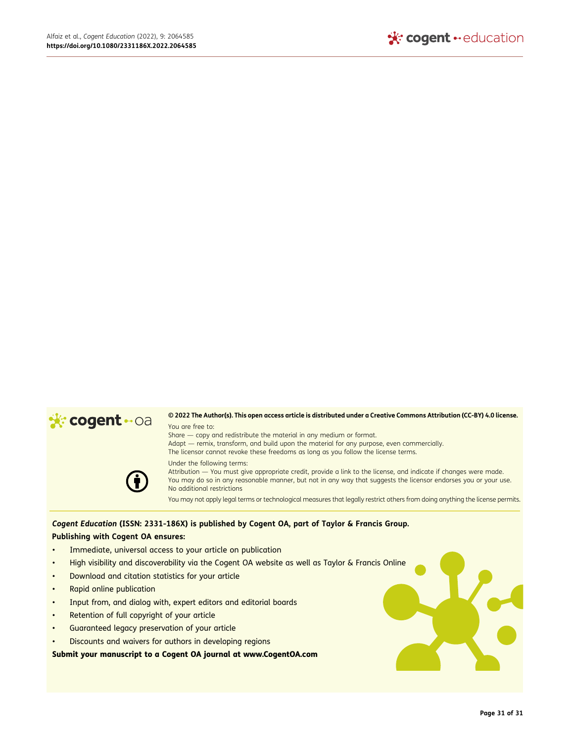cogent • oa

**© 2022 The Author(s). This open access article is distributed under a Creative Commons Attribution (CC-BY) 4.0 license.**

You are free to:

Share — copy and redistribute the material in any medium or format.

Adapt — remix, transform, and build upon the material for any purpose, even commercially.

The licensor cannot revoke these freedoms as long as you follow the license terms.

Under the following terms:

Attribution — You must give appropriate credit, provide a link to the license, and indicate if changes were made. You may do so in any reasonable manner, but not in any way that suggests the licensor endorses you or your use.

No additional restrictions

You may not apply legal terms or technological measures that legally restrict others from doing anything the license permits.

***Cogent Education*** **(ISSN: 2331-186X) is published by Cogent OA, part of Taylor & Francis Group.**

**Publishing with Cogent OA ensures:**

- Immediate, universal access to your article on publication
- High visibility and discoverability via the Cogent OA website as well as Taylor & Francis Online
- Download and citation statistics for your article
- Rapid online publication
- Input from, and dialog with, expert editors and editorial boards
- Retention of full copyright of your article
- Guaranteed legacy preservation of your article
- Discounts and waivers for authors in developing regions

**Submit your manuscript to a Cogent OA journal at www.CogentOA.com**